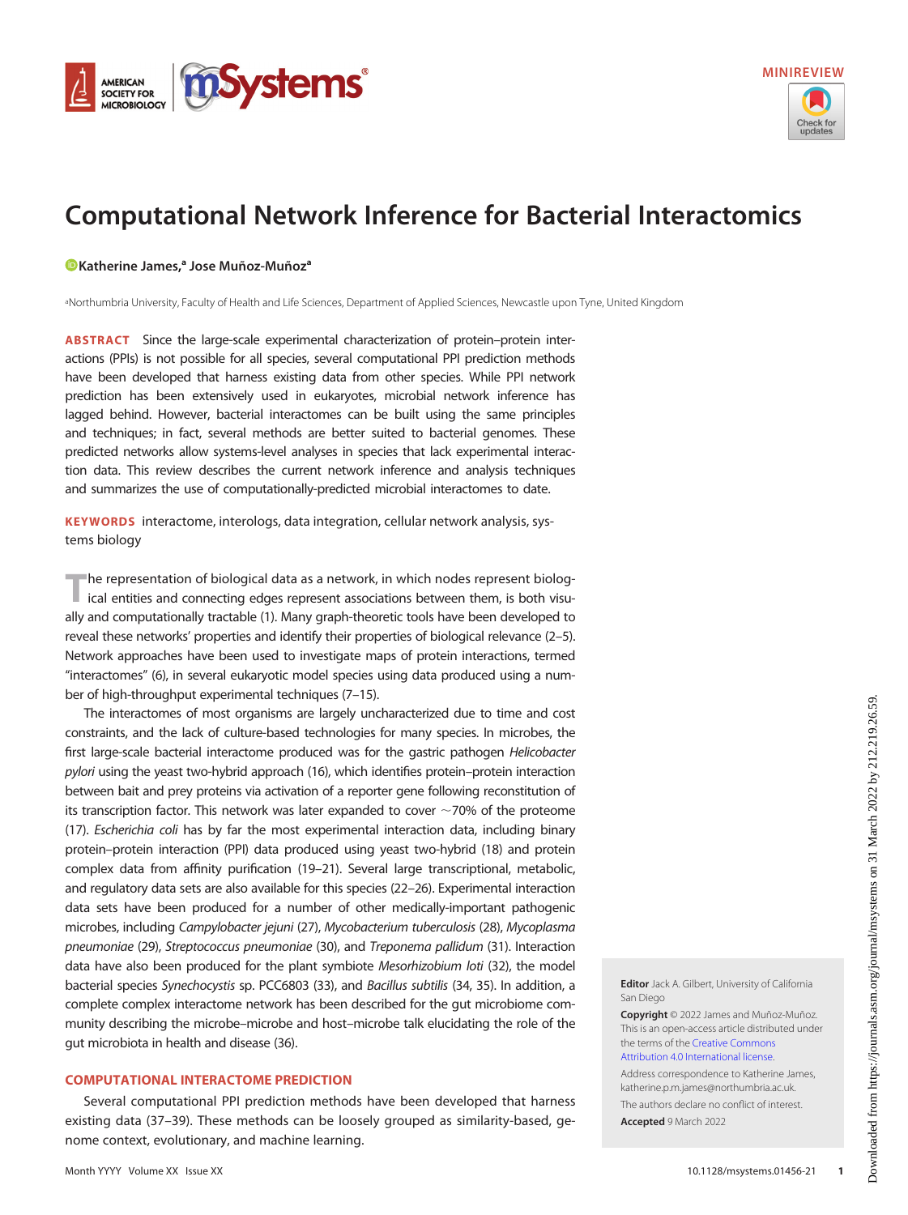MINIREVIEW

# Computational Network Inference for Bacterial Interactomics

Katherine James,[a] Jose Muñoz-Muñoz[a]

[a]Northumbria University, Faculty of Health and Life Sciences, Department of Applied Sciences, Newcastle upon Tyne, United Kingdom

**ABSTRACT** Since the large-scale experimental characterization of protein–protein interactions (PPIs) is not possible for all species, several computational PPI prediction methods have been developed that harness existing data from other species. While PPI network prediction has been extensively used in eukaryotes, microbial network inference has lagged behind. However, bacterial interactomes can be built using the same principles and techniques; in fact, several methods are better suited to bacterial genomes. These predicted networks allow systems-level analyses in species that lack experimental interaction data. This review describes the current network inference and analysis techniques and summarizes the use of computationally-predicted microbial interactomes to date.

**KEYWORDS** interactome, interologs, data integration, cellular network analysis, systems biology

The representation of biological data as a network, in which nodes represent biological entities and connecting edges represent associations between them, is both visually and computationally tractable (1). Many graph-theoretic tools have been developed to reveal these networks' properties and identify their properties of biological relevance (2–5). Network approaches have been used to investigate maps of protein interactions, termed "interactomes" (6), in several eukaryotic model species using data produced using a number of high-throughput experimental techniques (7–15).

The interactomes of most organisms are largely uncharacterized due to time and cost constraints, and the lack of culture-based technologies for many species. In microbes, the first large-scale bacterial interactome produced was for the gastric pathogen *Helicobacter pylori* using the yeast two-hybrid approach (16), which identifies protein–protein interaction between bait and prey proteins via activation of a reporter gene following reconstitution of its transcription factor. This network was later expanded to cover ~70% of the proteome (17). *Escherichia coli* has by far the most experimental interaction data, including binary protein–protein interaction (PPI) data produced using yeast two-hybrid (18) and protein complex data from affinity purification (19–21). Several large transcriptional, metabolic, and regulatory data sets are also available for this species (22–26). Experimental interaction data sets have been produced for a number of other medically-important pathogenic microbes, including *Campylobacter jejuni* (27), *Mycobacterium tuberculosis* (28), *Mycoplasma pneumoniae* (29), *Streptococcus pneumoniae* (30), and *Treponema pallidum* (31). Interaction data have also been produced for the plant symbiote *Mesorhizobium loti* (32), the model bacterial species *Synechocystis* sp. PCC6803 (33), and *Bacillus subtilis* (34, 35). In addition, a complete complex interactome network has been described for the gut microbiome community describing the microbe–microbe and host–microbe talk elucidating the role of the gut microbiota in health and disease (36).

## COMPUTATIONAL INTERACTOME PREDICTION

Several computational PPI prediction methods have been developed that harness existing data (37–39). These methods can be loosely grouped as similarity-based, genome context, evolutionary, and machine learning.

**Editor** Jack A. Gilbert, University of California San Diego

**Copyright** © 2022 James and Muñoz-Muñoz. This is an open-access article distributed under the terms of the Creative Commons Attribution 4.0 International license.

Address correspondence to Katherine James, katherine.p.m.james@northumbria.ac.uk.

The authors declare no conflict of interest.

**Accepted** 9 March 2022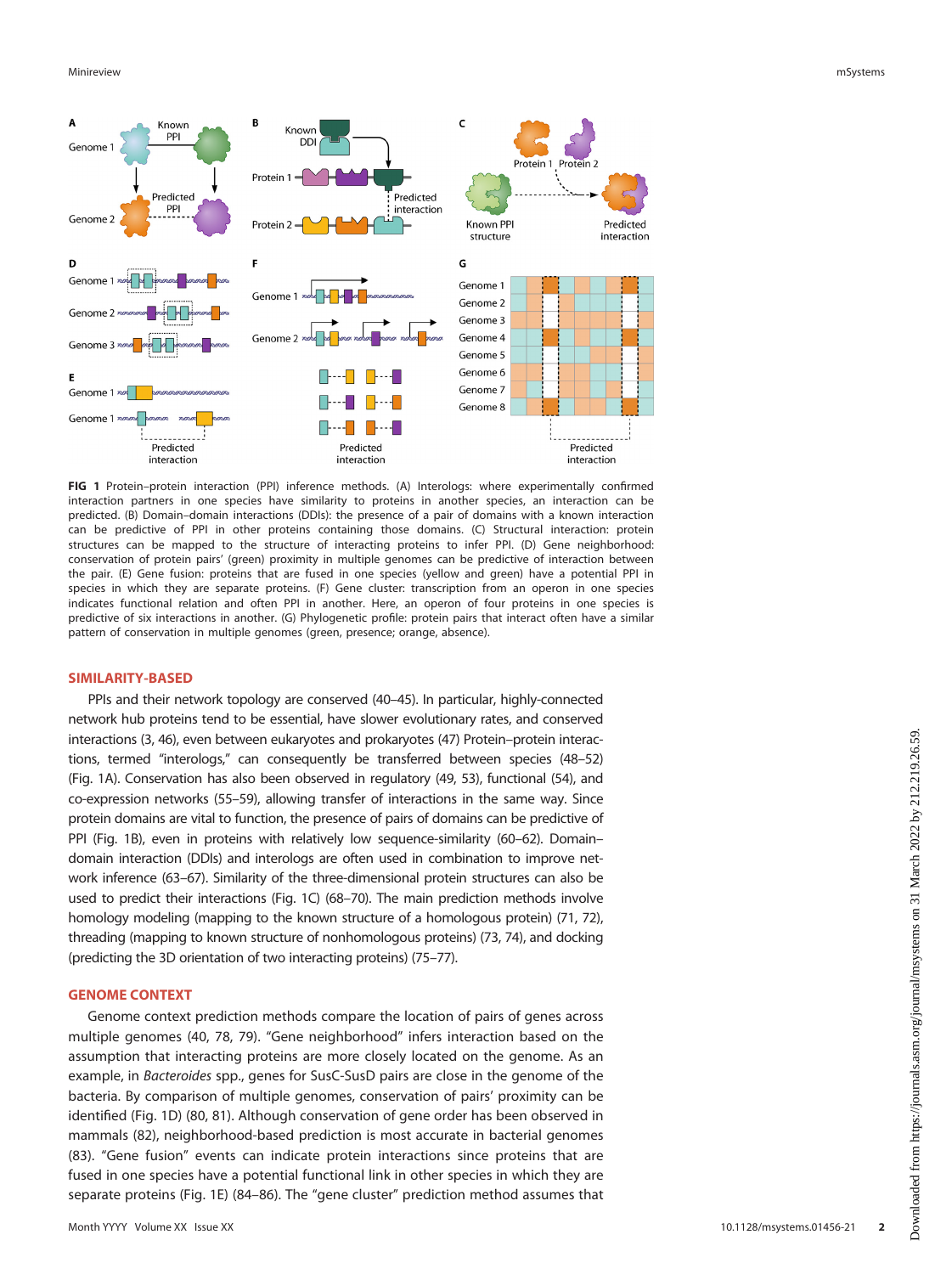FIG 1 Protein–protein interaction (PPI) inference methods. (A) Interologs: where experimentally confirmed interaction partners in one species have similarity to proteins in another species, an interaction can be predicted. (B) Domain–domain interactions (DDIs): the presence of a pair of domains with a known interaction can be predictive of PPI in other proteins containing those domains. (C) Structural interaction: protein structures can be mapped to the structure of interacting proteins to infer PPI. (D) Gene neighborhood: conservation of protein pairs' (green) proximity in multiple genomes can be predictive of interaction between the pair. (E) Gene fusion: proteins that are fused in one species (yellow and green) have a potential PPI in species in which they are separate proteins. (F) Gene cluster: transcription from an operon in one species indicates functional relation and often PPI in another. Here, an operon of four proteins in one species is predictive of six interactions in another. (G) Phylogenetic profile: protein pairs that interact often have a similar pattern of conservation in multiple genomes (green, presence; orange, absence).

## SIMILARITY-BASED

PPIs and their network topology are conserved (40–45). In particular, highly-connected network hub proteins tend to be essential, have slower evolutionary rates, and conserved interactions (3, 46), even between eukaryotes and prokaryotes (47) Protein–protein interactions, termed "interologs," can consequently be transferred between species (48–52) (Fig. 1A). Conservation has also been observed in regulatory (49, 53), functional (54), and co-expression networks (55–59), allowing transfer of interactions in the same way. Since protein domains are vital to function, the presence of pairs of domains can be predictive of PPI (Fig. 1B), even in proteins with relatively low sequence-similarity (60–62). Domain–domain interaction (DDIs) and interologs are often used in combination to improve network inference (63–67). Similarity of the three-dimensional protein structures can also be used to predict their interactions (Fig. 1C) (68–70). The main prediction methods involve homology modeling (mapping to the known structure of a homologous protein) (71, 72), threading (mapping to known structure of nonhomologous proteins) (73, 74), and docking (predicting the 3D orientation of two interacting proteins) (75–77).

## GENOME CONTEXT

Genome context prediction methods compare the location of pairs of genes across multiple genomes (40, 78, 79). "Gene neighborhood" infers interaction based on the assumption that interacting proteins are more closely located on the genome. As an example, in *Bacteroides* spp., genes for SusC-SusD pairs are close in the genome of the bacteria. By comparison of multiple genomes, conservation of pairs' proximity can be identified (Fig. 1D) (80, 81). Although conservation of gene order has been observed in mammals (82), neighborhood-based prediction is most accurate in bacterial genomes (83). "Gene fusion" events can indicate protein interactions since proteins that are fused in one species have a potential functional link in other species in which they are separate proteins (Fig. 1E) (84–86). The "gene cluster" prediction method assumes that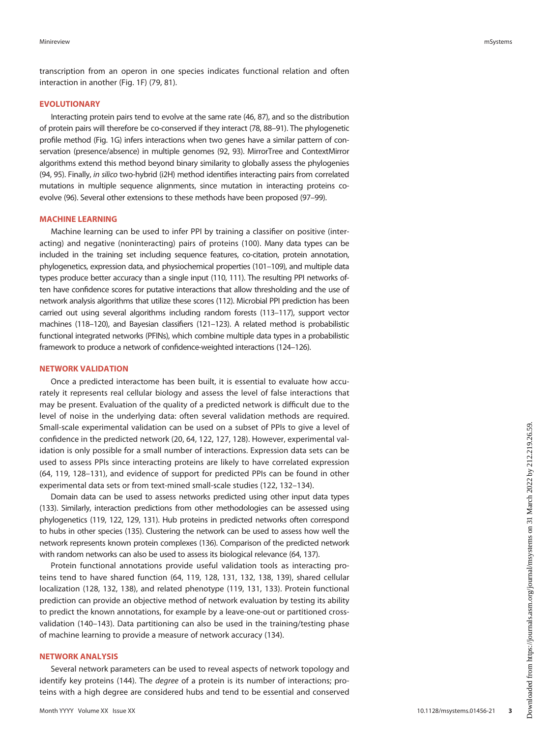transcription from an operon in one species indicates functional relation and often interaction in another (Fig. 1F) (79, 81).

## EVOLUTIONARY

Interacting protein pairs tend to evolve at the same rate (46, 87), and so the distribution of protein pairs will therefore be co-conserved if they interact (78, 88–91). The phylogenetic profile method (Fig. 1G) infers interactions when two genes have a similar pattern of conservation (presence/absence) in multiple genomes (92, 93). MirrorTree and ContextMirror algorithms extend this method beyond binary similarity to globally assess the phylogenies (94, 95). Finally, *in silico* two-hybrid (i2H) method identifies interacting pairs from correlated mutations in multiple sequence alignments, since mutation in interacting proteins coevolve (96). Several other extensions to these methods have been proposed (97–99).

## MACHINE LEARNING

Machine learning can be used to infer PPI by training a classifier on positive (interacting) and negative (noninteracting) pairs of proteins (100). Many data types can be included in the training set including sequence features, co-citation, protein annotation, phylogenetics, expression data, and physiochemical properties (101–109), and multiple data types produce better accuracy than a single input (110, 111). The resulting PPI networks often have confidence scores for putative interactions that allow thresholding and the use of network analysis algorithms that utilize these scores (112). Microbial PPI prediction has been carried out using several algorithms including random forests (113–117), support vector machines (118–120), and Bayesian classifiers (121–123). A related method is probabilistic functional integrated networks (PFINs), which combine multiple data types in a probabilistic framework to produce a network of confidence-weighted interactions (124–126).

## NETWORK VALIDATION

Once a predicted interactome has been built, it is essential to evaluate how accurately it represents real cellular biology and assess the level of false interactions that may be present. Evaluation of the quality of a predicted network is difficult due to the level of noise in the underlying data: often several validation methods are required. Small-scale experimental validation can be used on a subset of PPIs to give a level of confidence in the predicted network (20, 64, 122, 127, 128). However, experimental validation is only possible for a small number of interactions. Expression data sets can be used to assess PPIs since interacting proteins are likely to have correlated expression (64, 119, 128–131), and evidence of support for predicted PPIs can be found in other experimental data sets or from text-mined small-scale studies (122, 132–134).

Domain data can be used to assess networks predicted using other input data types (133). Similarly, interaction predictions from other methodologies can be assessed using phylogenetics (119, 122, 129, 131). Hub proteins in predicted networks often correspond to hubs in other species (135). Clustering the network can be used to assess how well the network represents known protein complexes (136). Comparison of the predicted network with random networks can also be used to assess its biological relevance (64, 137).

Protein functional annotations provide useful validation tools as interacting proteins tend to have shared function (64, 119, 128, 131, 132, 138, 139), shared cellular localization (128, 132, 138), and related phenotype (119, 131, 133). Protein functional prediction can provide an objective method of network evaluation by testing its ability to predict the known annotations, for example by a leave-one-out or partitioned cross-validation (140–143). Data partitioning can also be used in the training/testing phase of machine learning to provide a measure of network accuracy (134).

## NETWORK ANALYSIS

Several network parameters can be used to reveal aspects of network topology and identify key proteins (144). The *degree* of a protein is its number of interactions; proteins with a high degree are considered hubs and tend to be essential and conserved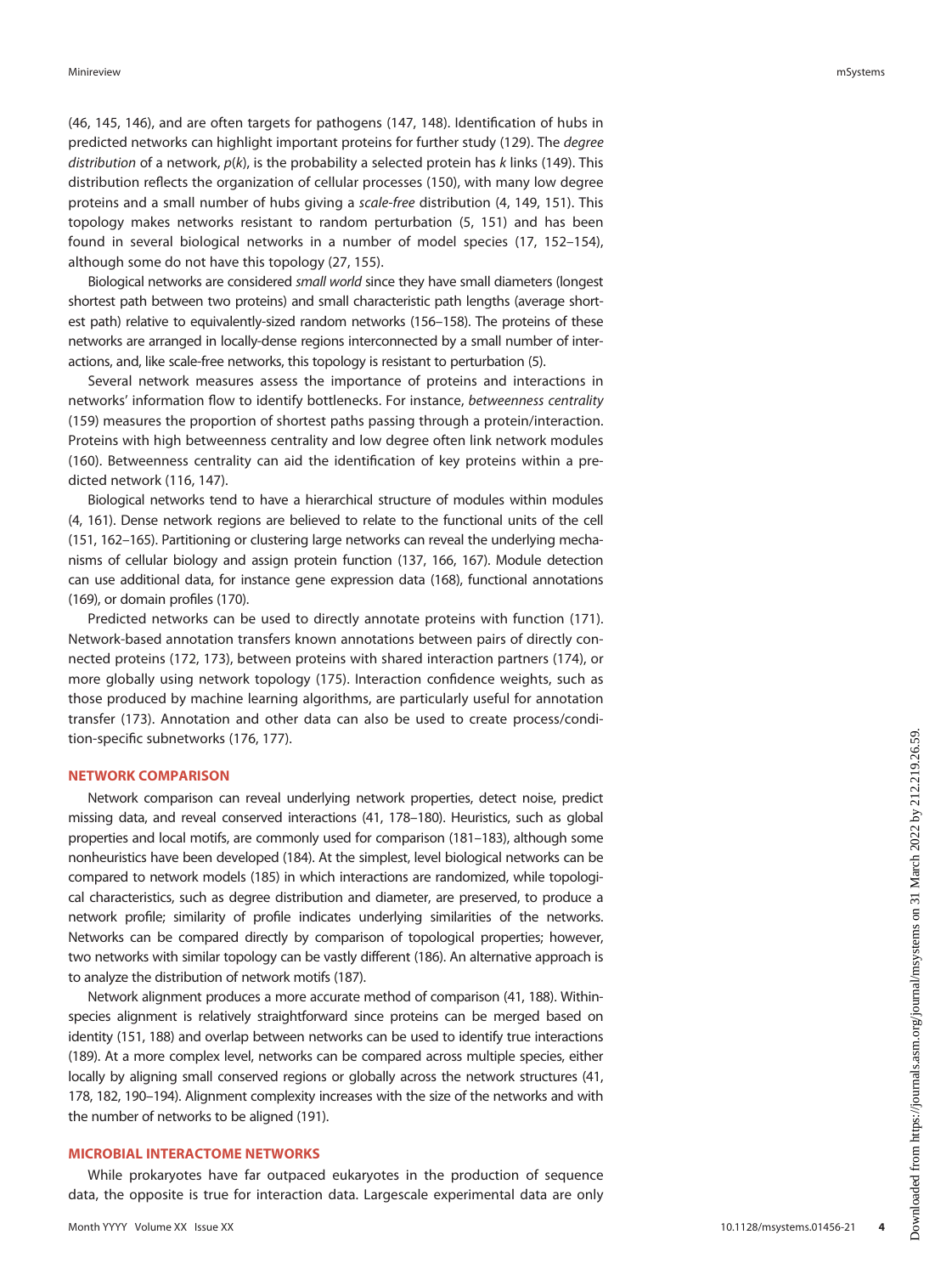(46, 145, 146), and are often targets for pathogens (147, 148). Identification of hubs in predicted networks can highlight important proteins for further study (129). The *degree distribution* of a network, $p(k)$, is the probability a selected protein has $k$ links (149). This distribution reflects the organization of cellular processes (150), with many low degree proteins and a small number of hubs giving a *scale-free* distribution (4, 149, 151). This topology makes networks resistant to random perturbation (5, 151) and has been found in several biological networks in a number of model species (17, 152–154), although some do not have this topology (27, 155).

Biological networks are considered *small world* since they have small diameters (longest shortest path between two proteins) and small characteristic path lengths (average shortest path) relative to equivalently-sized random networks (156–158). The proteins of these networks are arranged in locally-dense regions interconnected by a small number of interactions, and, like scale-free networks, this topology is resistant to perturbation (5).

Several network measures assess the importance of proteins and interactions in networks' information flow to identify bottlenecks. For instance, *betweenness centrality* (159) measures the proportion of shortest paths passing through a protein/interaction. Proteins with high betweenness centrality and low degree often link network modules (160). Betweenness centrality can aid the identification of key proteins within a predicted network (116, 147).

Biological networks tend to have a hierarchical structure of modules within modules (4, 161). Dense network regions are believed to relate to the functional units of the cell (151, 162–165). Partitioning or clustering large networks can reveal the underlying mechanisms of cellular biology and assign protein function (137, 166, 167). Module detection can use additional data, for instance gene expression data (168), functional annotations (169), or domain profiles (170).

Predicted networks can be used to directly annotate proteins with function (171). Network-based annotation transfers known annotations between pairs of directly connected proteins (172, 173), between proteins with shared interaction partners (174), or more globally using network topology (175). Interaction confidence weights, such as those produced by machine learning algorithms, are particularly useful for annotation transfer (173). Annotation and other data can also be used to create process/condition-specific subnetworks (176, 177).

## NETWORK COMPARISON

Network comparison can reveal underlying network properties, detect noise, predict missing data, and reveal conserved interactions (41, 178–180). Heuristics, such as global properties and local motifs, are commonly used for comparison (181–183), although some nonheuristics have been developed (184). At the simplest, level biological networks can be compared to network models (185) in which interactions are randomized, while topological characteristics, such as degree distribution and diameter, are preserved, to produce a network profile; similarity of profile indicates underlying similarities of the networks. Networks can be compared directly by comparison of topological properties; however, two networks with similar topology can be vastly different (186). An alternative approach is to analyze the distribution of network motifs (187).

Network alignment produces a more accurate method of comparison (41, 188). Within-species alignment is relatively straightforward since proteins can be merged based on identity (151, 188) and overlap between networks can be used to identify true interactions (189). At a more complex level, networks can be compared across multiple species, either locally by aligning small conserved regions or globally across the network structures (41, 178, 182, 190–194). Alignment complexity increases with the size of the networks and with the number of networks to be aligned (191).

## MICROBIAL INTERACTOME NETWORKS

While prokaryotes have far outpaced eukaryotes in the production of sequence data, the opposite is true for interaction data. Largescale experimental data are only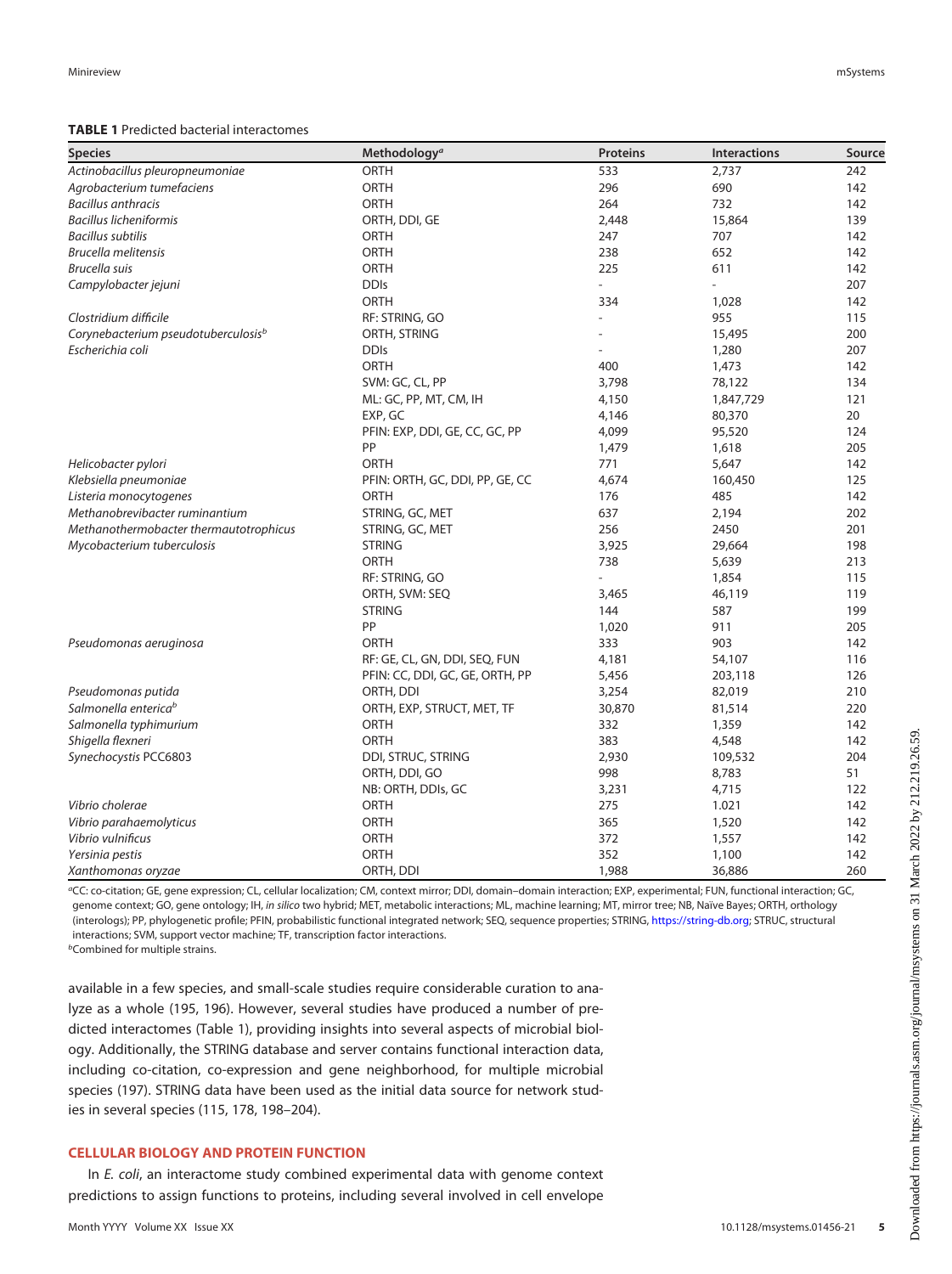**TABLE 1** Predicted bacterial interactomes

| Species | Methodology[a] | Proteins | Interactions | Source |
|---|---|---|---|---|
| *Actinobacillus pleuropneumoniae* | ORTH | 533 | 2,737 | 242 |
| *Agrobacterium tumefaciens* | ORTH | 296 | 690 | 142 |
| *Bacillus anthracis* | ORTH | 264 | 732 | 142 |
| *Bacillus licheniformis* | ORTH, DDI, GE | 2,448 | 15,864 | 139 |
| *Bacillus subtilis* | ORTH | 247 | 707 | 142 |
| *Brucella melitensis* | ORTH | 238 | 652 | 142 |
| *Brucella suis* | ORTH | 225 | 611 | 142 |
| *Campylobacter jejuni* | DDIs | - | - | 207 |
| | ORTH | 334 | 1,028 | 142 |
| *Clostridium difficile* | RF: STRING, GO | - | 955 | 115 |
| *Corynebacterium pseudotuberculosis*[b] | ORTH, STRING | - | 15,495 | 200 |
| *Escherichia coli* | DDIs | - | 1,280 | 207 |
| | ORTH | 400 | 1,473 | 142 |
| | SVM: GC, CL, PP | 3,798 | 78,122 | 134 |
| | ML: GC, PP, MT, CM, IH | 4,150 | 1,847,729 | 121 |
| | EXP, GC | 4,146 | 80,370 | 20 |
| | PFIN: EXP, DDI, GE, CC, GC, PP | 4,099 | 95,520 | 124 |
| | PP | 1,479 | 1,618 | 205 |
| *Helicobacter pylori* | ORTH | 771 | 5,647 | 142 |
| *Klebsiella pneumoniae* | PFIN: ORTH, GC, DDI, PP, GE, CC | 4,674 | 160,450 | 125 |
| *Listeria monocytogenes* | ORTH | 176 | 485 | 142 |
| *Methanobrevibacter ruminantium* | STRING, GC, MET | 637 | 2,194 | 202 |
| *Methanothermobacter thermautotrophicus* | STRING, GC, MET | 256 | 2450 | 201 |
| *Mycobacterium tuberculosis* | STRING | 3,925 | 29,664 | 198 |
| | ORTH | 738 | 5,639 | 213 |
| | RF: STRING, GO | - | 1,854 | 115 |
| | ORTH, SVM: SEQ | 3,465 | 46,119 | 119 |
| | STRING | 144 | 587 | 199 |
| | PP | 1,020 | 911 | 205 |
| *Pseudomonas aeruginosa* | ORTH | 333 | 903 | 142 |
| | RF: GE, CL, GN, DDI, SEQ, FUN | 4,181 | 54,107 | 116 |
| | PFIN: CC, DDI, GC, GE, ORTH, PP | 5,456 | 203,118 | 126 |
| *Pseudomonas putida* | ORTH, DDI | 3,254 | 82,019 | 210 |
| *Salmonella enterica*[b] | ORTH, EXP, STRUCT, MET, TF | 30,870 | 81,514 | 220 |
| *Salmonella typhimurium* | ORTH | 332 | 1,359 | 142 |
| *Shigella flexneri* | ORTH | 383 | 4,548 | 142 |
| *Synechocystis* PCC6803 | DDI, STRUC, STRING | 2,930 | 109,532 | 204 |
| | ORTH, DDI, GO | 998 | 8,783 | 51 |
| | NB: ORTH, DDIs, GC | 3,231 | 4,715 | 122 |
| *Vibrio cholerae* | ORTH | 275 | 1.021 | 142 |
| *Vibrio parahaemolyticus* | ORTH | 365 | 1,520 | 142 |
| *Vibrio vulnificus* | ORTH | 372 | 1,557 | 142 |
| *Yersinia pestis* | ORTH | 352 | 1,100 | 142 |
| *Xanthomonas oryzae* | ORTH, DDI | 1,988 | 36,886 | 260 |

[a]CC: co-citation; GE, gene expression; CL, cellular localization; CM, context mirror; DDI, domain–domain interaction; EXP, experimental; FUN, functional interaction; GC, genome context; GO, gene ontology; IH, *in silico* two hybrid; MET, metabolic interactions; ML, machine learning; MT, mirror tree; NB, Naïve Bayes; ORTH, orthology (interologs); PP, phylogenetic profile; PFIN, probabilistic functional integrated network; SEQ, sequence properties; STRING, https://string-db.org; STRUC, structural interactions; SVM, support vector machine; TF, transcription factor interactions.
[b]Combined for multiple strains.

available in a few species, and small-scale studies require considerable curation to analyze as a whole (195, 196). However, several studies have produced a number of predicted interactomes (Table 1), providing insights into several aspects of microbial biology. Additionally, the STRING database and server contains functional interaction data, including co-citation, co-expression and gene neighborhood, for multiple microbial species (197). STRING data have been used as the initial data source for network studies in several species (115, 178, 198–204).

## CELLULAR BIOLOGY AND PROTEIN FUNCTION

In *E. coli*, an interactome study combined experimental data with genome context predictions to assign functions to proteins, including several involved in cell envelope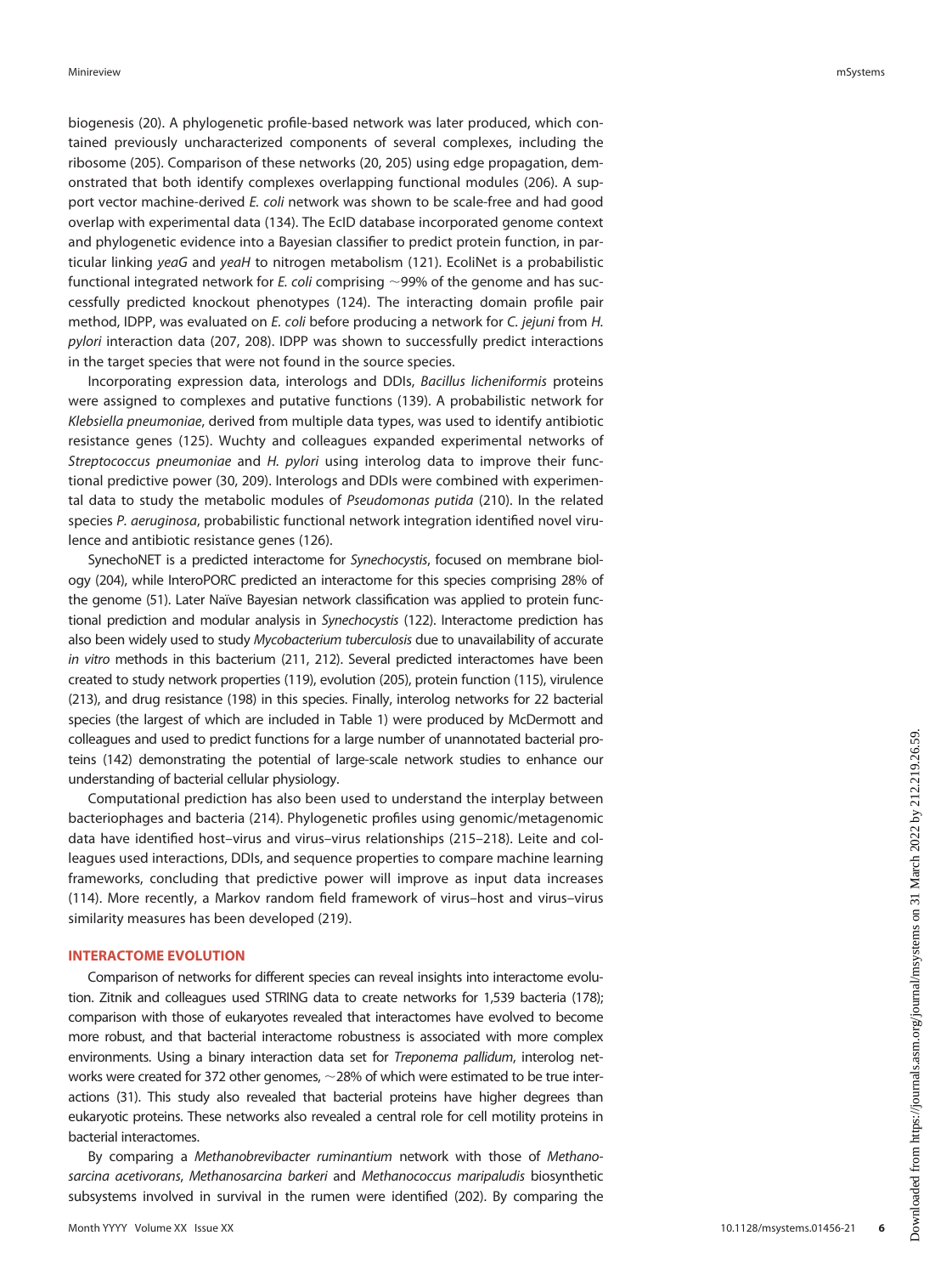biogenesis (20). A phylogenetic profile-based network was later produced, which contained previously uncharacterized components of several complexes, including the ribosome (205). Comparison of these networks (20, 205) using edge propagation, demonstrated that both identify complexes overlapping functional modules (206). A support vector machine-derived *E. coli* network was shown to be scale-free and had good overlap with experimental data (134). The EcID database incorporated genome context and phylogenetic evidence into a Bayesian classifier to predict protein function, in particular linking *yeaG* and *yeaH* to nitrogen metabolism (121). EcoliNet is a probabilistic functional integrated network for *E. coli* comprising ~99% of the genome and has successfully predicted knockout phenotypes (124). The interacting domain profile pair method, IDPP, was evaluated on *E. coli* before producing a network for *C. jejuni* from *H. pylori* interaction data (207, 208). IDPP was shown to successfully predict interactions in the target species that were not found in the source species.

Incorporating expression data, interologs and DDIs, *Bacillus licheniformis* proteins were assigned to complexes and putative functions (139). A probabilistic network for *Klebsiella pneumoniae*, derived from multiple data types, was used to identify antibiotic resistance genes (125). Wuchty and colleagues expanded experimental networks of *Streptococcus pneumoniae* and *H. pylori* using interolog data to improve their functional predictive power (30, 209). Interologs and DDIs were combined with experimental data to study the metabolic modules of *Pseudomonas putida* (210). In the related species *P. aeruginosa*, probabilistic functional network integration identified novel virulence and antibiotic resistance genes (126).

SynechoNET is a predicted interactome for *Synechocystis*, focused on membrane biology (204), while InteroPORC predicted an interactome for this species comprising 28% of the genome (51). Later Naïve Bayesian network classification was applied to protein functional prediction and modular analysis in *Synechocystis* (122). Interactome prediction has also been widely used to study *Mycobacterium tuberculosis* due to unavailability of accurate *in vitro* methods in this bacterium (211, 212). Several predicted interactomes have been created to study network properties (119), evolution (205), protein function (115), virulence (213), and drug resistance (198) in this species. Finally, interolog networks for 22 bacterial species (the largest of which are included in Table 1) were produced by McDermott and colleagues and used to predict functions for a large number of unannotated bacterial proteins (142) demonstrating the potential of large-scale network studies to enhance our understanding of bacterial cellular physiology.

Computational prediction has also been used to understand the interplay between bacteriophages and bacteria (214). Phylogenetic profiles using genomic/metagenomic data have identified host–virus and virus–virus relationships (215–218). Leite and colleagues used interactions, DDIs, and sequence properties to compare machine learning frameworks, concluding that predictive power will improve as input data increases (114). More recently, a Markov random field framework of virus–host and virus–virus similarity measures has been developed (219).

## INTERACTOME EVOLUTION

Comparison of networks for different species can reveal insights into interactome evolution. Zitnik and colleagues used STRING data to create networks for 1,539 bacteria (178); comparison with those of eukaryotes revealed that interactomes have evolved to become more robust, and that bacterial interactome robustness is associated with more complex environments. Using a binary interaction data set for *Treponema pallidum*, interolog networks were created for 372 other genomes, ~28% of which were estimated to be true interactions (31). This study also revealed that bacterial proteins have higher degrees than eukaryotic proteins. These networks also revealed a central role for cell motility proteins in bacterial interactomes.

By comparing a *Methanobrevibacter ruminantium* network with those of *Methanosarcina acetivorans*, *Methanosarcina barkeri* and *Methanococcus maripaludis* biosynthetic subsystems involved in survival in the rumen were identified (202). By comparing the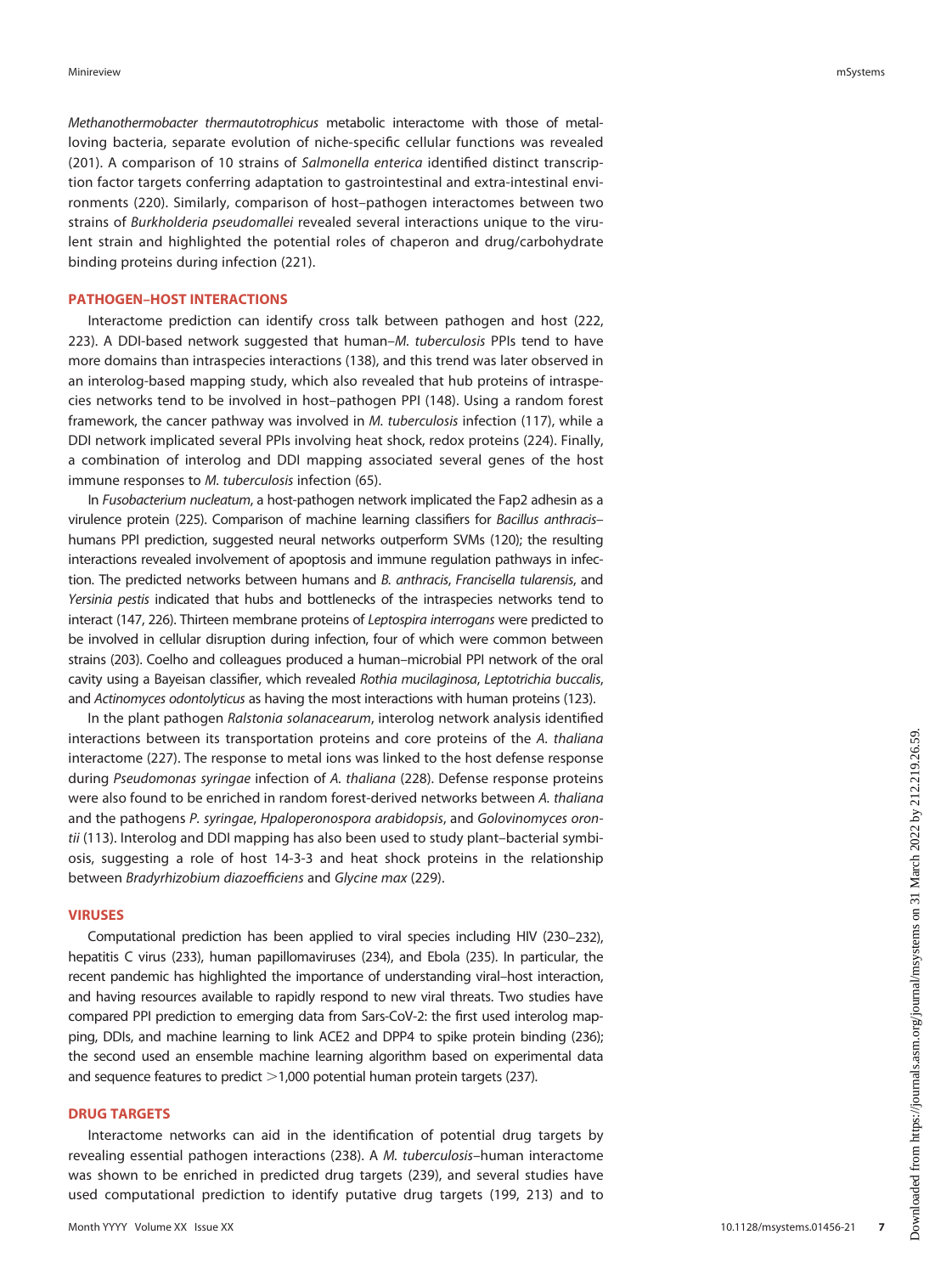*Methanothermobacter thermautotrophicus* metabolic interactome with those of metal-loving bacteria, separate evolution of niche-specific cellular functions was revealed (201). A comparison of 10 strains of *Salmonella enterica* identified distinct transcription factor targets conferring adaptation to gastrointestinal and extra-intestinal environments (220). Similarly, comparison of host–pathogen interactomes between two strains of *Burkholderia pseudomallei* revealed several interactions unique to the virulent strain and highlighted the potential roles of chaperon and drug/carbohydrate binding proteins during infection (221).

## PATHOGEN–HOST INTERACTIONS

Interactome prediction can identify cross talk between pathogen and host (222, 223). A DDI-based network suggested that human–*M. tuberculosis* PPIs tend to have more domains than intraspecies interactions (138), and this trend was later observed in an interolog-based mapping study, which also revealed that hub proteins of intraspecies networks tend to be involved in host–pathogen PPI (148). Using a random forest framework, the cancer pathway was involved in *M. tuberculosis* infection (117), while a DDI network implicated several PPIs involving heat shock, redox proteins (224). Finally, a combination of interolog and DDI mapping associated several genes of the host immune responses to *M. tuberculosis* infection (65).

In *Fusobacterium nucleatum*, a host-pathogen network implicated the Fap2 adhesin as a virulence protein (225). Comparison of machine learning classifiers for *Bacillus anthracis*–humans PPI prediction, suggested neural networks outperform SVMs (120); the resulting interactions revealed involvement of apoptosis and immune regulation pathways in infection. The predicted networks between humans and *B. anthracis*, *Francisella tularensis*, and *Yersinia pestis* indicated that hubs and bottlenecks of the intraspecies networks tend to interact (147, 226). Thirteen membrane proteins of *Leptospira interrogans* were predicted to be involved in cellular disruption during infection, four of which were common between strains (203). Coelho and colleagues produced a human–microbial PPI network of the oral cavity using a Bayeisan classifier, which revealed *Rothia mucilaginosa*, *Leptotrichia buccalis*, and *Actinomyces odontolyticus* as having the most interactions with human proteins (123).

In the plant pathogen *Ralstonia solanacearum*, interolog network analysis identified interactions between its transportation proteins and core proteins of the *A. thaliana* interactome (227). The response to metal ions was linked to the host defense response during *Pseudomonas syringae* infection of *A. thaliana* (228). Defense response proteins were also found to be enriched in random forest-derived networks between *A. thaliana* and the pathogens *P. syringae*, *Hpaloperonospora arabidopsis*, and *Golovinomyces orontii* (113). Interolog and DDI mapping has also been used to study plant–bacterial symbiosis, suggesting a role of host 14-3-3 and heat shock proteins in the relationship between *Bradyrhizobium diazoefficiens* and *Glycine max* (229).

## VIRUSES

Computational prediction has been applied to viral species including HIV (230–232), hepatitis C virus (233), human papillomaviruses (234), and Ebola (235). In particular, the recent pandemic has highlighted the importance of understanding viral–host interaction, and having resources available to rapidly respond to new viral threats. Two studies have compared PPI prediction to emerging data from Sars-CoV-2: the first used interolog mapping, DDIs, and machine learning to link ACE2 and DPP4 to spike protein binding (236); the second used an ensemble machine learning algorithm based on experimental data and sequence features to predict >1,000 potential human protein targets (237).

## DRUG TARGETS

Interactome networks can aid in the identification of potential drug targets by revealing essential pathogen interactions (238). A *M. tuberculosis*–human interactome was shown to be enriched in predicted drug targets (239), and several studies have used computational prediction to identify putative drug targets (199, 213) and to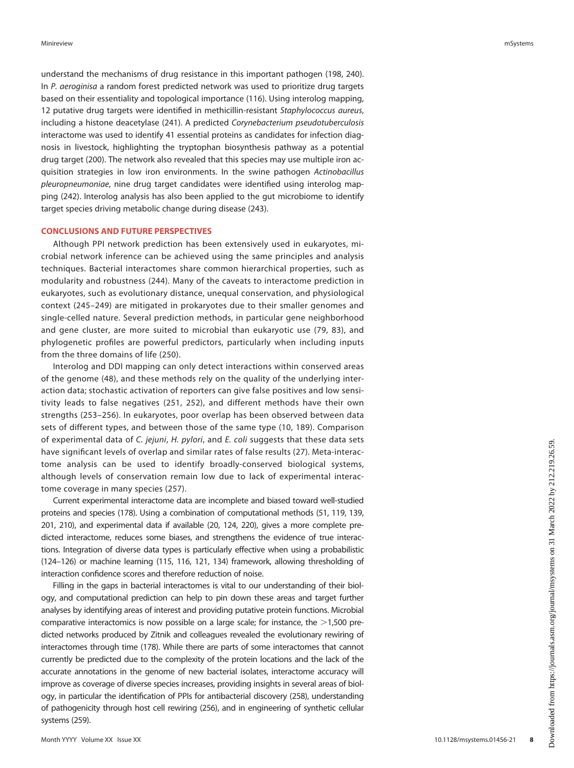understand the mechanisms of drug resistance in this important pathogen (198, 240). In *P. aeroginisa* a random forest predicted network was used to prioritize drug targets based on their essentiality and topological importance (116). Using interolog mapping, 12 putative drug targets were identified in methicillin-resistant *Staphylococcus aureus*, including a histone deacetylase (241). A predicted *Corynebacterium pseudotuberculosis* interactome was used to identify 41 essential proteins as candidates for infection diagnosis in livestock, highlighting the tryptophan biosynthesis pathway as a potential drug target (200). The network also revealed that this species may use multiple iron acquisition strategies in low iron environments. In the swine pathogen *Actinobacillus pleuropneumoniae*, nine drug target candidates were identified using interolog mapping (242). Interolog analysis has also been applied to the gut microbiome to identify target species driving metabolic change during disease (243).

## CONCLUSIONS AND FUTURE PERSPECTIVES

Although PPI network prediction has been extensively used in eukaryotes, microbial network inference can be achieved using the same principles and analysis techniques. Bacterial interactomes share common hierarchical properties, such as modularity and robustness (244). Many of the caveats to interactome prediction in eukaryotes, such as evolutionary distance, unequal conservation, and physiological context (245–249) are mitigated in prokaryotes due to their smaller genomes and single-celled nature. Several prediction methods, in particular gene neighborhood and gene cluster, are more suited to microbial than eukaryotic use (79, 83), and phylogenetic profiles are powerful predictors, particularly when including inputs from the three domains of life (250).

Interolog and DDI mapping can only detect interactions within conserved areas of the genome (48), and these methods rely on the quality of the underlying interaction data; stochastic activation of reporters can give false positives and low sensitivity leads to false negatives (251, 252), and different methods have their own strengths (253–256). In eukaryotes, poor overlap has been observed between data sets of different types, and between those of the same type (10, 189). Comparison of experimental data of *C. jejuni*, *H. pylori*, and *E. coli* suggests that these data sets have significant levels of overlap and similar rates of false results (27). Meta-interactome analysis can be used to identify broadly-conserved biological systems, although levels of conservation remain low due to lack of experimental interactome coverage in many species (257).

Current experimental interactome data are incomplete and biased toward well-studied proteins and species (178). Using a combination of computational methods (51, 119, 139, 201, 210), and experimental data if available (20, 124, 220), gives a more complete predicted interactome, reduces some biases, and strengthens the evidence of true interactions. Integration of diverse data types is particularly effective when using a probabilistic (124–126) or machine learning (115, 116, 121, 134) framework, allowing thresholding of interaction confidence scores and therefore reduction of noise.

Filling in the gaps in bacterial interactomes is vital to our understanding of their biology, and computational prediction can help to pin down these areas and target further analyses by identifying areas of interest and providing putative protein functions. Microbial comparative interactomics is now possible on a large scale; for instance, the >1,500 predicted networks produced by Zitnik and colleagues revealed the evolutionary rewiring of interactomes through time (178). While there are parts of some interactomes that cannot currently be predicted due to the complexity of the protein locations and the lack of the accurate annotations in the genome of new bacterial isolates, interactome accuracy will improve as coverage of diverse species increases, providing insights in several areas of biology, in particular the identification of PPIs for antibacterial discovery (258), understanding of pathogenicity through host cell rewiring (256), and in engineering of synthetic cellular systems (259).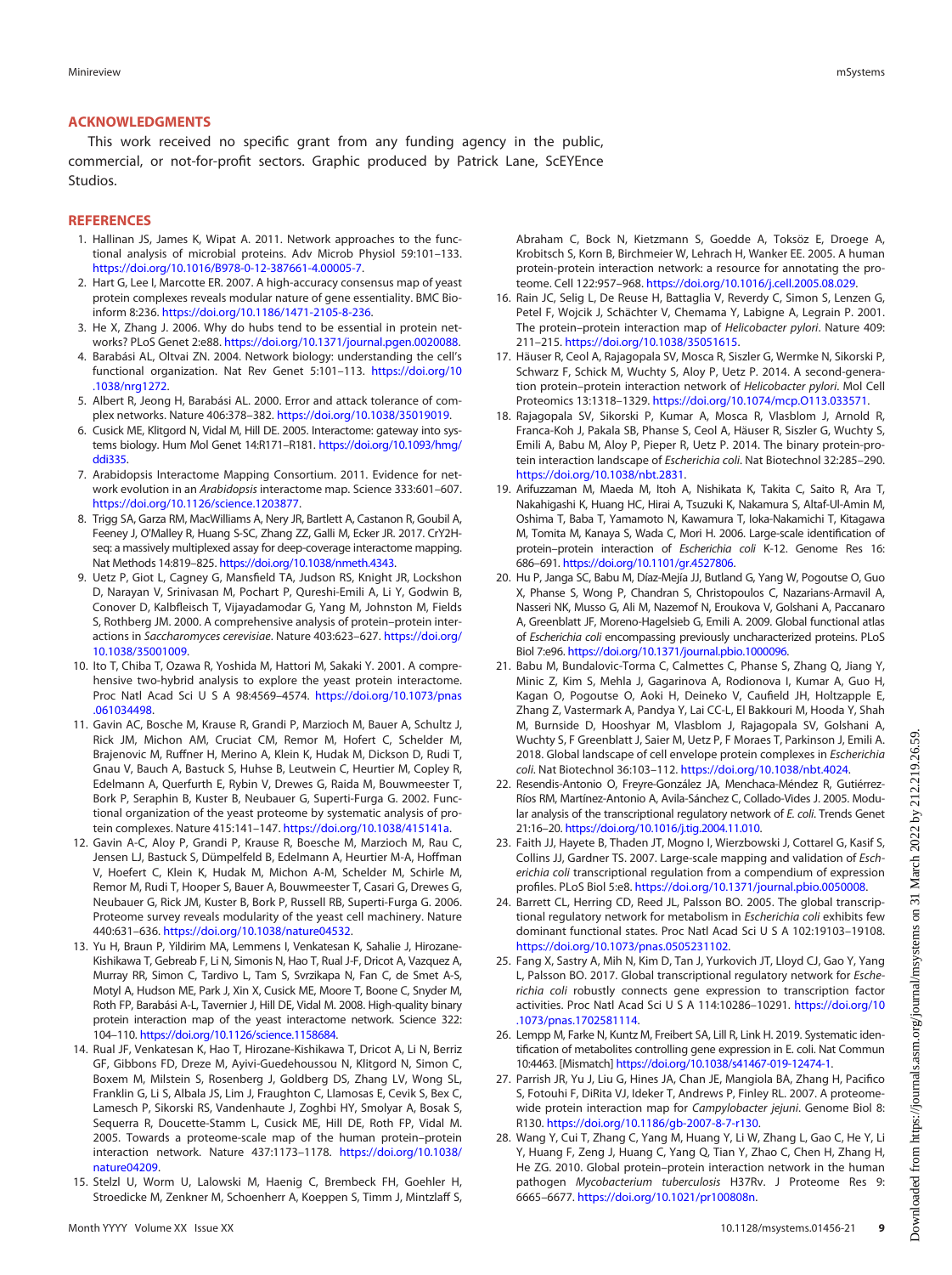## ACKNOWLEDGMENTS

This work received no specific grant from any funding agency in the public, commercial, or not-for-profit sectors. Graphic produced by Patrick Lane, ScEYEnce Studios.

## REFERENCES

1. Hallinan JS, James K, Wipat A. 2011. Network approaches to the functional analysis of microbial proteins. Adv Microb Physiol 59:101–133. https://doi.org/10.1016/B978-0-12-387661-4.00005-7.
2. Hart G, Lee I, Marcotte ER. 2007. A high-accuracy consensus map of yeast protein complexes reveals modular nature of gene essentiality. BMC Bioinform 8:236. https://doi.org/10.1186/1471-2105-8-236.
3. He X, Zhang J. 2006. Why do hubs tend to be essential in protein networks? PLoS Genet 2:e88. https://doi.org/10.1371/journal.pgen.0020088.
4. Barabási AL, Oltvai ZN. 2004. Network biology: understanding the cell's functional organization. Nat Rev Genet 5:101–113. https://doi.org/10.1038/nrg1272.
5. Albert R, Jeong H, Barabási AL. 2000. Error and attack tolerance of complex networks. Nature 406:378–382. https://doi.org/10.1038/35019019.
6. Cusick ME, Klitgord N, Vidal M, Hill DE. 2005. Interactome: gateway into systems biology. Hum Mol Genet 14:R171–R181. https://doi.org/10.1093/hmg/ddi335.
7. Arabidopsis Interactome Mapping Consortium. 2011. Evidence for network evolution in an *Arabidopsis* interactome map. Science 333:601–607. https://doi.org/10.1126/science.1203877.
8. Trigg SA, Garza RM, MacWilliams A, Nery JR, Bartlett A, Castanon R, Goubil A, Feeney J, O'Malley R, Huang S-SC, Zhang ZZ, Galli M, Ecker JR. 2017. CrY2H-seq: a massively multiplexed assay for deep-coverage interactome mapping. Nat Methods 14:819–825. https://doi.org/10.1038/nmeth.4343.
9. Uetz P, Giot L, Cagney G, Mansfield TA, Judson RS, Knight JR, Lockshon D, Narayan V, Srinivasan M, Pochart P, Qureshi-Emili A, Li Y, Godwin B, Conover D, Kalbfleisch T, Vijayadamodar G, Yang M, Johnston M, Fields S, Rothberg JM. 2000. A comprehensive analysis of protein–protein interactions in *Saccharomyces cerevisiae*. Nature 403:623–627. https://doi.org/10.1038/35001009.
10. Ito T, Chiba T, Ozawa R, Yoshida M, Hattori M, Sakaki Y. 2001. A comprehensive two-hybrid analysis to explore the yeast protein interactome. Proc Natl Acad Sci U S A 98:4569–4574. https://doi.org/10.1073/pnas.061034498.
11. Gavin AC, Bosche M, Krause R, Grandi P, Marzioch M, Bauer A, Schultz J, Rick JM, Michon AM, Cruciat CM, Remor M, Hofert C, Schelder M, Brajenovic M, Ruffner H, Merino A, Klein K, Hudak M, Dickson D, Rudi T, Gnau V, Bauch A, Bastuck S, Huhse B, Leutwein C, Heurtier M, Copley R, Edelmann A, Querfurth E, Rybin V, Drewes G, Raida M, Bouwmeester T, Bork P, Seraphin B, Kuster B, Neubauer G, Superti-Furga G. 2002. Functional organization of the yeast proteome by systematic analysis of protein complexes. Nature 415:141–147. https://doi.org/10.1038/415141a.
12. Gavin A-C, Aloy P, Grandi P, Krause R, Boesche M, Marzioch M, Rau C, Jensen LJ, Bastuck S, Dümpelfeld B, Edelmann A, Heurtier M-A, Hoffman V, Hoefert C, Klein K, Hudak M, Michon A-M, Schelder M, Schirle M, Remor M, Rudi T, Hooper S, Bauer A, Bouwmeester T, Casari G, Drewes G, Neubauer G, Rick JM, Kuster B, Bork P, Russell RB, Superti-Furga G. 2006. Proteome survey reveals modularity of the yeast cell machinery. Nature 440:631–636. https://doi.org/10.1038/nature04532.
13. Yu H, Braun P, Yildirim MA, Lemmens I, Venkatesan K, Sahalie J, Hirozane-Kishikawa T, Gebreab F, Li N, Simonis N, Hao T, Rual J-F, Dricot A, Vazquez A, Murray RR, Simon C, Tardivo L, Tam S, Svrzikapa N, Fan C, de Smet A-S, Motyl A, Hudson ME, Park J, Xin X, Cusick ME, Moore T, Boone C, Snyder M, Roth FP, Barabási A-L, Tavernier J, Hill DE, Vidal M. 2008. High-quality binary protein interaction map of the yeast interactome network. Science 322:104–110. https://doi.org/10.1126/science.1158684.
14. Rual JF, Venkatesan K, Hao T, Hirozane-Kishikawa T, Dricot A, Li N, Berriz GF, Gibbons FD, Dreze M, Ayivi-Guedehoussou N, Klitgord N, Simon C, Boxem M, Milstein S, Rosenberg J, Goldberg DS, Zhang LV, Wong SL, Franklin G, Li S, Albala JS, Lim J, Fraughton C, Llamosas E, Cevik S, Bex C, Lamesch P, Sikorski RS, Vandenhaute J, Zoghbi HY, Smolyar A, Bosak S, Sequerra R, Doucette-Stamm L, Cusick ME, Hill DE, Roth FP, Vidal M. 2005. Towards a proteome-scale map of the human protein–protein interaction network. Nature 437:1173–1178. https://doi.org/10.1038/nature04209.
15. Stelzl U, Worm U, Lalowski M, Haenig C, Brembeck FH, Goehler H, Stroedicke M, Zenkner M, Schoenherr A, Koeppen S, Timm J, Mintzlaff S, Abraham C, Bock N, Kietzmann S, Goedde A, Toksöz E, Droege A, Krobitsch S, Korn B, Birchmeier W, Lehrach H, Wanker EE. 2005. A human protein-protein interaction network: a resource for annotating the proteome. Cell 122:957–968. https://doi.org/10.1016/j.cell.2005.08.029.
16. Rain JC, Selig L, De Reuse H, Battaglia V, Reverdy C, Simon S, Lenzen G, Petel F, Wojcik J, Schächter V, Chemama Y, Labigne A, Legrain P. 2001. The protein–protein interaction map of *Helicobacter pylori*. Nature 409:211–215. https://doi.org/10.1038/35051615.
17. Häuser R, Ceol A, Rajagopala SV, Mosca R, Siszler G, Wermke N, Sikorski P, Schwarz F, Schick M, Wuchty S, Aloy P, Uetz P. 2014. A second-generation protein–protein interaction network of *Helicobacter pylori*. Mol Cell Proteomics 13:1318–1329. https://doi.org/10.1074/mcp.O113.033571.
18. Rajagopala SV, Sikorski P, Kumar A, Mosca R, Vlasblom J, Arnold R, Franca-Koh J, Pakala SB, Phanse S, Ceol A, Häuser R, Siszler G, Wuchty S, Emili A, Babu M, Aloy P, Pieper R, Uetz P. 2014. The binary protein-protein interaction landscape of *Escherichia coli*. Nat Biotechnol 32:285–290. https://doi.org/10.1038/nbt.2831.
19. Arifuzzaman M, Maeda M, Itoh A, Nishikata K, Takita C, Saito R, Ara T, Nakahigashi K, Huang HC, Hirai A, Tsuzuki K, Nakamura S, Altaf-Ul-Amin M, Oshima T, Baba T, Yamamoto N, Kawamura T, Ioka-Nakamichi T, Kitagawa M, Tomita M, Kanaya S, Wada C, Mori H. 2006. Large-scale identification of protein–protein interaction of *Escherichia coli* K-12. Genome Res 16:686–691. https://doi.org/10.1101/gr.4527806.
20. Hu P, Janga SC, Babu M, Díaz-Mejía JJ, Butland G, Yang W, Pogoutse O, Guo X, Phanse S, Wong P, Chandran S, Christopoulos C, Nazarians-Armavil A, Nasseri NK, Musso G, Ali M, Nazemof N, Eroukova V, Golshani A, Paccanaro A, Greenblatt JF, Moreno-Hagelsieb G, Emili A. 2009. Global functional atlas of *Escherichia coli* encompassing previously uncharacterized proteins. PLoS Biol 7:e96. https://doi.org/10.1371/journal.pbio.1000096.
21. Babu M, Bundalovic-Torma C, Calmettes C, Phanse S, Zhang Q, Jiang Y, Minic Z, Kim S, Mehla J, Gagarinova A, Rodionova I, Kumar A, Guo H, Kagan O, Pogoutse O, Aoki H, Deineko V, Caufield JH, Holtzapple E, Zhang Z, Vastermark A, Pandya Y, Lai CC-L, El Bakkouri M, Hooda Y, Shah M, Burnside D, Hooshyar M, Vlasblom J, Rajagopala SV, Golshani A, Wuchty S, F Greenblatt J, Saier M, Uetz P, F Moraes T, Parkinson J, Emili A. 2018. Global landscape of cell envelope protein complexes in *Escherichia coli*. Nat Biotechnol 36:103–112. https://doi.org/10.1038/nbt.4024.
22. Resendis-Antonio O, Freyre-González JA, Menchaca-Méndez R, Gutiérrez-Ríos RM, Martínez-Antonio A, Avila-Sánchez C, Collado-Vides J. 2005. Modular analysis of the transcriptional regulatory network of *E. coli*. Trends Genet 21:16–20. https://doi.org/10.1016/j.tig.2004.11.010.
23. Faith JJ, Hayete B, Thaden JT, Mogno I, Wierzbowski J, Cottarel G, Kasif S, Collins JJ, Gardner TS. 2007. Large-scale mapping and validation of *Escherichia coli* transcriptional regulation from a compendium of expression profiles. PLoS Biol 5:e8. https://doi.org/10.1371/journal.pbio.0050008.
24. Barrett CL, Herring CD, Reed JL, Palsson BO. 2005. The global transcriptional regulatory network for metabolism in *Escherichia coli* exhibits few dominant functional states. Proc Natl Acad Sci U S A 102:19103–19108. https://doi.org/10.1073/pnas.0505231102.
25. Fang X, Sastry A, Mih N, Kim D, Tan J, Yurkovich JT, Lloyd CJ, Gao Y, Yang L, Palsson BO. 2017. Global transcriptional regulatory network for *Escherichia coli* robustly connects gene expression to transcription factor activities. Proc Natl Acad Sci U S A 114:10286–10291. https://doi.org/10.1073/pnas.1702581114.
26. Lempp M, Farke N, Kuntz M, Freibert SA, Lill R, Link H. 2019. Systematic identification of metabolites controlling gene expression in E. coli. Nat Commun 10:4463. [Mismatch] https://doi.org/10.1038/s41467-019-12474-1.
27. Parrish JR, Yu J, Liu G, Hines JA, Chan JE, Mangiola BA, Zhang H, Pacifico S, Fotouhi F, DiRita VJ, Ideker T, Andrews P, Finley RL. 2007. A proteome-wide protein interaction map for *Campylobacter jejuni*. Genome Biol 8:R130. https://doi.org/10.1186/gb-2007-8-7-r130.
28. Wang Y, Cui T, Zhang C, Yang M, Huang Y, Li W, Zhang L, Gao C, He Y, Li Y, Huang F, Zeng J, Huang C, Yang Q, Tian Y, Zhao C, Chen H, Zhang H, He ZG. 2010. Global protein–protein interaction network in the human pathogen *Mycobacterium tuberculosis* H37Rv. J Proteome Res 9:6665–6677. https://doi.org/10.1021/pr100808n.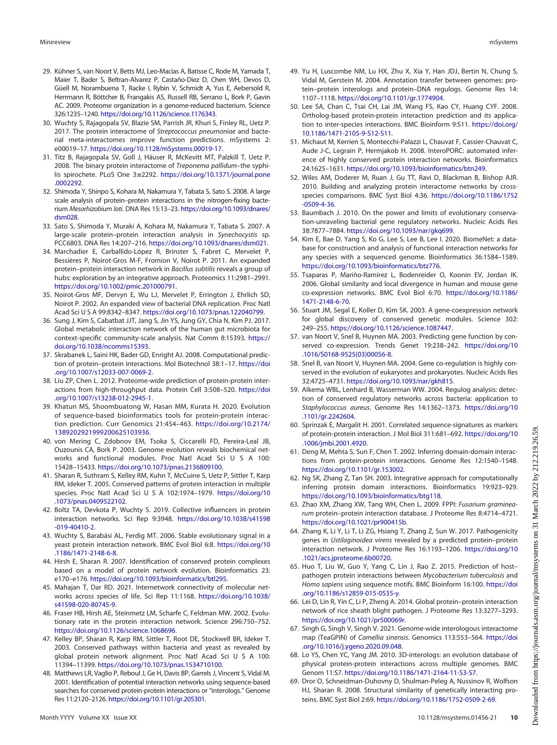29. Kühner S, van Noort V, Betts MJ, Leo-Macias A, Batisse C, Rode M, Yamada T, Maier T, Bader S, Beltran-Alvarez P, Castaño-Diez D, Chen WH, Devos D, Güell M, Norambuena T, Racke I, Rybin V, Schmidt A, Yus E, Aebersold R, Herrmann R, Böttcher B, Frangakis AS, Russell RB, Serrano L, Bork P, Gavin AC. 2009. Proteome organization in a genome-reduced bacterium. Science 326:1235–1240. https://doi.org/10.1126/science.1176343.
30. Wuchty S, Rajagopala SV, Blazie SM, Parrish JR, Khuri S, Finley RL, Uetz P. 2017. The protein interactome of *Streptococcus pneumoniae* and bacterial meta-interactomes improve function predictions. mSystems 2: e00019–17. https://doi.org/10.1128/mSystems.00019-17.
31. Titz B, Rajagopala SV, Goll J, Häuser R, McKevitt MT, Palzkill T, Uetz P. 2008. The binary protein interactome of *Treponema pallidum*–the syphilis spirochete. PLoS One 3:e2292. https://doi.org/10.1371/journal.pone.0002292.
32. Shimoda Y, Shinpo S, Kohara M, Nakamura Y, Tabata S, Sato S. 2008. A large scale analysis of protein–protein interactions in the nitrogen-fixing bacterium *Mesorhizobium loti*. DNA Res 15:13–23. https://doi.org/10.1093/dnares/dsm028.
33. Sato S, Shimoda Y, Muraki A, Kohara M, Nakamura Y, Tabata S. 2007. A large-scale protein–protein interaction analysis in *Synechocystis* sp. PCC6803. DNA Res 14:207–216. https://doi.org/10.1093/dnares/dsm021.
34. Marchadier E, Carballido-López R, Brinster S, Fabret C, Mervelet P, Bessières P, Noirot-Gros M-F, Fromion V, Noirot P. 2011. An expanded protein–protein interaction network in *Bacillus subtilis* reveals a group of hubs: exploration by an integrative approach. Proteomics 11:2981–2991. https://doi.org/10.1002/pmic.201000791.
35. Noirot-Gros MF, Dervyn E, Wu LJ, Mervelet P, Errington J, Ehrlich SD, Noirot P. 2002. An expanded view of bacterial DNA replication. Proc Natl Acad Sci U S A 99:8342–8347. https://doi.org/10.1073/pnas.122040799.
36. Sung J, Kim S, Cabatbat JJT, Jang S, Jin YS, Jung GY, Chia N, Kim PJ. 2017. Global metabolic interaction network of the human gut microbiota for context-specific community-scale analysis. Nat Comm 8:15393. https://doi.org/10.1038/ncomms15393.
37. Skrabanek L, Saini HK, Bader GD, Enright AJ. 2008. Computational prediction of protein–protein interactions. Mol Biotechnol 38:1–17. https://doi.org/10.1007/s12033-007-0069-2.
38. Liu ZP, Chen L. 2012. Proteome-wide prediction of protein-protein interactions from high-throughput data. Protein Cell 3:508–520. https://doi.org/10.1007/s13238-012-2945-1.
39. Khatun MS, Shoombuatong W, Hasan MM, Kurata H. 2020. Evolution of sequence-based bioinformatics tools for protein-protein interaction prediction. Curr Genomics 21:454–463. https://doi.org/10.2174/1389202921999200625103936.
40. von Mering C, Zdobnov EM, Tsoka S, Ciccarelli FD, Pereira-Leal JB, Ouzounis CA, Bork P. 2003. Genome evolution reveals biochemical networks and functional modules. Proc Natl Acad Sci U S A 100: 15428–15433. https://doi.org/10.1073/pnas.2136809100.
41. Sharan R, Suthram S, Kelley RM, Kuhn T, McCuine S, Uetz P, Sittler T, Karp RM, Ideker T. 2005. Conserved patterns of protein interaction in multiple species. Proc Natl Acad Sci U S A 102:1974–1979. https://doi.org/10.1073/pnas.0409522102.
42. Boltz TA, Devkota P, Wuchty S. 2019. Collective influencers in protein interaction networks. Sci Rep 9:3948. https://doi.org/10.1038/s41598-019-40410-2.
43. Wuchty S, Barabási AL, Ferdig MT. 2006. Stable evolutionary signal in a yeast protein interaction network. BMC Evol Biol 6:8. https://doi.org/10.1186/1471-2148-6-8.
44. Hirsh E, Sharan R. 2007. Identification of conserved protein complexes based on a model of protein network evolution. Bioinformatics 23: e170–e176. https://doi.org/10.1093/bioinformatics/btl295.
45. Mahajan T, Dar RD. 2021. Internetwork connectivity of molecular networks across species of life. Sci Rep 11:1168. https://doi.org/10.1038/s41598-020-80745-9.
46. Fraser HB, Hirsh AE, Steinmetz LM, Scharfe C, Feldman MW. 2002. Evolutionary rate in the protein interaction network. Science 296:750–752. https://doi.org/10.1126/science.1068696.
47. Kelley BP, Sharan R, Karp RM, Sittler T, Root DE, Stockwell BR, Ideker T. 2003. Conserved pathways within bacteria and yeast as revealed by global protein network alignment. Proc Natl Acad Sci U S A 100: 11394–11399. https://doi.org/10.1073/pnas.1534710100.
48. Matthews LR, Vaglio P, Reboul J, Ge H, Davis BP, Garrels J, Vincent S, Vidal M. 2001. Identification of potential interaction networks using sequence-based searches for conserved protein-protein interactions or "interologs." Genome Res 11:2120–2126. https://doi.org/10.1101/gr.205301.
49. Yu H, Luscombe NM, Lu HX, Zhu X, Xia Y, Han JDJ, Bertin N, Chung S, Vidal M, Gerstein M. 2004. Annotation transfer between genomes: protein–protein interologs and protein–DNA regulogs. Genome Res 14: 1107–1118. https://doi.org/10.1101/gr.1774904.
50. Lee SA, Chan C, Tsai CH, Lai JM, Wang FS, Kao CY, Huang CYF. 2008. Ortholog-based protein-protein interaction prediction and its application to inter-species interactions. BMC Bioinform 9:S11. https://doi.org/10.1186/1471-2105-9-S12-S11.
51. Michaut M, Kerrien S, Montecchi-Palazzi L, Chauvat F, Cassier-Chauvat C, Aude J-C, Legrain P, Hermjakob H. 2008. InteroPORC: automated inference of highly conserved protein interaction networks. Bioinformatics 24:1625–1631. https://doi.org/10.1093/bioinformatics/btn249.
52. Wiles AM, Doderer M, Ruan J, Gu TT, Ravi D, Blackman B, Bishop AJR. 2010. Building and analyzing protein interactome networks by cross-species comparisons. BMC Syst Biol 4:36. https://doi.org/10.1186/1752-0509-4-36.
53. Baumbach J. 2010. On the power and limits of evolutionary conservation-unraveling bacterial gene regulatory networks. Nucleic Acids Res 38:7877–7884. https://doi.org/10.1093/nar/gkq699.
54. Kim E, Bae D, Yang S, Ko G, Lee S, Lee B, Lee I. 2020. BiomeNet: a database for construction and analysis of functional interaction networks for any species with a sequenced genome. Bioinformatics 36:1584–1589. https://doi.org/10.1093/bioinformatics/btz776.
55. Tsaparas P, Mariño-Ramírez L, Bodenreider O, Koonin EV, Jordan IK. 2006. Global similarity and local divergence in human and mouse gene co-expression networks. BMC Evol Biol 6:70. https://doi.org/10.1186/1471-2148-6-70.
56. Stuart JM, Segal E, Koller D, Kim SK. 2003. A gene-coexpression network for global discovery of conserved genetic modules. Science 302: 249–255. https://doi.org/10.1126/science.1087447.
57. van Noort V, Snel B, Huynen MA. 2003. Predicting gene function by conserved co-expression. Trends Genet 19:238–242. https://doi.org/10.1016/S0168-9525(03)00056-8.
58. Snel B, van Noort V, Huynen MA. 2004. Gene co-regulation is highly conserved in the evolution of eukaryotes and prokaryotes. Nucleic Acids Res 32:4725–4731. https://doi.org/10.1093/nar/gkh815.
59. Alkema WBL, Lenhard B, Wasserman WW. 2004. Regulog analysis: detection of conserved regulatory networks across bacteria: application to *Staphylococcus aureus*. Genome Res 14:1362–1373. https://doi.org/10.1101/gr.2242604.
60. Sprinzak E, Margalit H. 2001. Correlated sequence-signatures as markers of protein-protein interaction. J Mol Biol 311:681–692. https://doi.org/10.1006/jmbi.2001.4920.
61. Deng M, Mehta S, Sun F, Chen T. 2002. Inferring domain-domain interactions from protein-protein interactions. Genome Res 12:1540–1548. https://doi.org/10.1101/gr.153002.
62. Ng SK, Zhang Z, Tan SH. 2003. Integrative approach for computationally inferring protein domain interactions. Bioinformatics 19:923–929. https://doi.org/10.1093/bioinformatics/btg118.
63. Zhao XM, Zhang XW, Tang WH, Chen L. 2009. FPPI: *Fusarium graminearum* protein–protein interaction database. J Proteome Res 8:4714–4721. https://doi.org/10.1021/pr900415b.
64. Zhang K, Li Y, Li T, Li ZG, Hsiang T, Zhang Z, Sun W. 2017. Pathogenicity genes in *Ustilaginoidea virens* revealed by a predicted protein–protein interaction network. J Proteome Res 16:1193–1206. https://doi.org/10.1021/acs.jproteome.6b00720.
65. Huo T, Liu W, Guo Y, Yang C, Lin J, Rao Z. 2015. Prediction of host–pathogen protein interactions between *Mycobacterium tuberculosis* and *Homo sapiens* using sequence motifs. BMC Bioinform 16:100. https://doi.org/10.1186/s12859-015-0535-y.
66. Lei D, Lin R, Yin C, Li P, Zheng A. 2014. Global protein–protein interaction network of rice sheath blight pathogen. J Proteome Res 13:3277–3293. https://doi.org/10.1021/pr500069r.
67. Singh G, Singh V, Singh V. 2021. Genome-wide interologous interactome map (TeaGPIN) of *Camellia sinensis*. Genomics 113:553–564. https://doi.org/10.1016/j.ygeno.2020.09.048.
68. Lo YS, Chen YC, Yang JM. 2010. 3D-interologs: an evolution database of physical protein-protein interactions across multiple genomes. BMC Genom 11:S7. https://doi.org/10.1186/1471-2164-11-S3-S7.
69. Dror O, Schneidman-Duhovny D, Shulman-Peleg A, Nussinov R, Wolfson HJ, Sharan R. 2008. Structural similarity of genetically interacting proteins. BMC Syst Biol 2:69. https://doi.org/10.1186/1752-0509-2-69.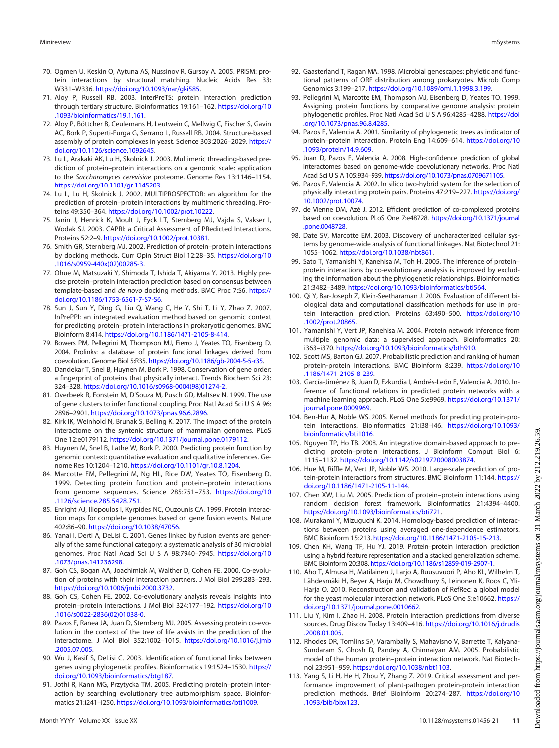70. Ogmen U, Keskin O, Aytuna AS, Nussinov R, Gursoy A. 2005. PRISM: protein interactions by structural matching. Nucleic Acids Res 33: W331–W336. https://doi.org/10.1093/nar/gki585.
71. Aloy P, Russell RB. 2003. InterPreTS: protein interaction prediction through tertiary structure. Bioinformatics 19:161–162. https://doi.org/10.1093/bioinformatics/19.1.161.
72. Aloy P, Böttcher B, Ceulemans H, Leutwein C, Mellwig C, Fischer S, Gavin AC, Bork P, Superti-Furga G, Serrano L, Russell RB. 2004. Structure-based assembly of protein complexes in yeast. Science 303:2026–2029. https://doi.org/10.1126/science.1092645.
73. Lu L, Arakaki AK, Lu H, Skolnick J. 2003. Multimeric threading-based prediction of protein–protein interactions on a genomic scale: application to the *Saccharomyces cerevisiae* proteome. Genome Res 13:1146–1154. https://doi.org/10.1101/gr.1145203.
74. Lu L, Lu H, Skolnick J. 2002. MULTIPROSPECTOR: an algorithm for the prediction of protein–protein interactions by multimeric threading. Proteins 49:350–364. https://doi.org/10.1002/prot.10222.
75. Janin J, Henrick K, Moult J, Eyck LT, Sternberg MJ, Vajda S, Vakser I, Wodak SJ. 2003. CAPRI: a Critical Assessment of PRedicted Interactions. Proteins 52:2–9. https://doi.org/10.1002/prot.10381.
76. Smith GR, Sternberg MJ. 2002. Prediction of protein–protein interactions by docking methods. Curr Opin Struct Biol 12:28–35. https://doi.org/10.1016/s0959-440x(02)00285-3.
77. Ohue M, Matsuzaki Y, Shimoda T, Ishida T, Akiyama Y. 2013. Highly precise protein–protein interaction prediction based on consensus between template-based and *de novo* docking methods. BMC Proc 7:S6. https://doi.org/10.1186/1753-6561-7-S7-S6.
78. Sun J, Sun Y, Ding G, Liu Q, Wang C, He Y, Shi T, Li Y, Zhao Z. 2007. InPrePPI: an integrated evaluation method based on genomic context for predicting protein–protein interactions in prokaryotic genomes. BMC Bioinform 8:414. https://doi.org/10.1186/1471-2105-8-414.
79. Bowers PM, Pellegrini M, Thompson MJ, Fierro J, Yeates TO, Eisenberg D. 2004. Prolinks: a database of protein functional linkages derived from coevolution. Genome Biol 5:R35. https://doi.org/10.1186/gb-2004-5-5-r35.
80. Dandekar T, Snel B, Huynen M, Bork P. 1998. Conservation of gene order: a fingerprint of proteins that physically interact. Trends Biochem Sci 23: 324–328. https://doi.org/10.1016/s0968-0004(98)01274-2.
81. Overbeek R, Fonstein M, D'Souza M, Pusch GD, Maltsev N. 1999. The use of gene clusters to infer functional coupling. Proc Natl Acad Sci U S A 96: 2896–2901. https://doi.org/10.1073/pnas.96.6.2896.
82. Kirk IK, Weinhold N, Brunak S, Belling K. 2017. The impact of the protein interactome on the syntenic structure of mammalian genomes. PLoS One 12:e0179112. https://doi.org/10.1371/journal.pone.0179112.
83. Huynen M, Snel B, Lathe W, Bork P. 2000. Predicting protein function by genomic context: quantitative evaluation and qualitative inferences. Genome Res 10:1204–1210. https://doi.org/10.1101/gr.10.8.1204.
84. Marcotte EM, Pellegrini M, Ng HL, Rice DW, Yeates TO, Eisenberg D. 1999. Detecting protein function and protein–protein interactions from genome sequences. Science 285:751–753. https://doi.org/10.1126/science.285.5428.751.
85. Enright AJ, Iliopoulos I, Kyrpides NC, Ouzounis CA. 1999. Protein interaction maps for complete genomes based on gene fusion events. Nature 402:86–90. https://doi.org/10.1038/47056.
86. Yanai I, Derti A, DeLisi C. 2001. Genes linked by fusion events are generally of the same functional category: a systematic analysis of 30 microbial genomes. Proc Natl Acad Sci U S A 98:7940–7945. https://doi.org/10.1073/pnas.141236298.
87. Goh CS, Bogan AA, Joachimiak M, Walther D, Cohen FE. 2000. Co-evolution of proteins with their interaction partners. J Mol Biol 299:283–293. https://doi.org/10.1006/jmbi.2000.3732.
88. Goh CS, Cohen FE. 2002. Co-evolutionary analysis reveals insights into protein–protein interactions. J Mol Biol 324:177–192. https://doi.org/10.1016/s0022-2836(02)01038-0.
89. Pazos F, Ranea JA, Juan D, Sternberg MJ. 2005. Assessing protein co-evolution in the context of the tree of life assists in the prediction of the interactome. J Mol Biol 352:1002–1015. https://doi.org/10.1016/j.jmb.2005.07.005.
90. Wu J, Kasif S, DeLisi C. 2003. Identification of functional links between genes using phylogenetic profiles. Bioinformatics 19:1524–1530. https://doi.org/10.1093/bioinformatics/btg187.
91. Jothi R, Kann MG, Przytycka TM. 2005. Predicting protein–protein interaction by searching evolutionary tree automorphism space. Bioinformatics 21:i241–i250. https://doi.org/10.1093/bioinformatics/bti1009.
92. Gaasterland T, Ragan MA. 1998. Microbial genescapes: phyletic and functional patterns of ORF distribution among prokaryotes. Microb Comp Genomics 3:199–217. https://doi.org/10.1089/omi.1.1998.3.199.
93. Pellegrini M, Marcotte EM, Thompson MJ, Eisenberg D, Yeates TO. 1999. Assigning protein functions by comparative genome analysis: protein phylogenetic profiles. Proc Natl Acad Sci U S A 96:4285–4288. https://doi.org/10.1073/pnas.96.8.4285.
94. Pazos F, Valencia A. 2001. Similarity of phylogenetic trees as indicator of protein–protein interaction. Protein Eng 14:609–614. https://doi.org/10.1093/protein/14.9.609.
95. Juan D, Pazos F, Valencia A. 2008. High-confidence prediction of global interactomes based on genome-wide coevolutionary networks. Proc Natl Acad Sci U S A 105:934–939. https://doi.org/10.1073/pnas.0709671105.
96. Pazos F, Valencia A. 2002. In silico two-hybrid system for the selection of physically interacting protein pairs. Proteins 47:219–227. https://doi.org/10.1002/prot.10074.
97. de Vienne DM, Azé J. 2012. Efficient prediction of co-complexed proteins based on coevolution. PLoS One 7:e48728. https://doi.org/10.1371/journal.pone.0048728.
98. Date SV, Marcotte EM. 2003. Discovery of uncharacterized cellular systems by genome-wide analysis of functional linkages. Nat Biotechnol 21: 1055–1062. https://doi.org/10.1038/nbt861.
99. Sato T, Yamanishi Y, Kanehisa M, Toh H. 2005. The inference of protein–protein interactions by co-evolutionary analysis is improved by excluding the information about the phylogenetic relationships. Bioinformatics 21:3482–3489. https://doi.org/10.1093/bioinformatics/bti564.
100. Qi Y, Bar-Joseph Z, Klein-Seetharaman J. 2006. Evaluation of different biological data and computational classification methods for use in protein interaction prediction. Proteins 63:490–500. https://doi.org/10.1002/prot.20865.
101. Yamanishi Y, Vert JP, Kanehisa M. 2004. Protein network inference from multiple genomic data: a supervised approach. Bioinformatics 20: i363–i370. https://doi.org/10.1093/bioinformatics/bth910.
102. Scott MS, Barton GJ. 2007. Probabilistic prediction and ranking of human protein-protein interactions. BMC Bioinform 8:239. https://doi.org/10.1186/1471-2105-8-239.
103. García-Jiménez B, Juan D, Ezkurdia I, Andrés-León E, Valencia A. 2010. Inference of functional relations in predicted protein networks with a machine learning approach. PLoS One 5:e9969. https://doi.org/10.1371/journal.pone.0009969.
104. Ben-Hur A, Noble WS. 2005. Kernel methods for predicting protein-protein interactions. Bioinformatics 21:i38–i46. https://doi.org/10.1093/bioinformatics/bti1016.
105. Nguyen TP, Ho TB. 2008. An integrative domain-based approach to predicting protein–protein interactions. J Bioinform Comput Biol 6: 1115–1132. https://doi.org/10.1142/s0219720008003874.
106. Hue M, Riffle M, Vert JP, Noble WS. 2010. Large-scale prediction of protein-protein interactions from structures. BMC Bioinform 11:144. https://doi.org/10.1186/1471-2105-11-144.
107. Chen XW, Liu M. 2005. Prediction of protein–protein interactions using random decision forest framework. Bioinformatics 21:4394–4400. https://doi.org/10.1093/bioinformatics/bti721.
108. Murakami Y, Mizuguchi K. 2014. Homology-based prediction of interactions between proteins using averaged one-dependence estimators. BMC Bioinform 15:213. https://doi.org/10.1186/1471-2105-15-213.
109. Chen KH, Wang TF, Hu YJ. 2019. Protein–protein interaction prediction using a hybrid feature representation and a stacked generalization scheme. BMC Bioinform 20:308. https://doi.org/10.1186/s12859-019-2907-1.
110. Aho T, Almusa H, Matilainen J, Larjo A, Ruusuvuori P, Aho KL, Wilhelm T, Lähdesmäki H, Beyer A, Harju M, Chowdhury S, Leinonen K, Roos C, Yli-Harja O. 2010. Reconstruction and validation of RefRec: a global model for the yeast molecular interaction network. PLoS One 5:e10662. https://doi.org/10.1371/journal.pone.0010662.
111. Liu Y, Kim I, Zhao H. 2008. Protein interaction predictions from diverse sources. Drug Discov Today 13:409–416. https://doi.org/10.1016/j.drudis.2008.01.005.
112. Rhodes DR, Tomlins SA, Varambally S, Mahavisno V, Barrette T, Kalyana-Sundaram S, Ghosh D, Pandey A, Chinnaiyan AM. 2005. Probabilistic model of the human protein–protein interaction network. Nat Biotechnol 23:951–959. https://doi.org/10.1038/nbt1103.
113. Yang S, Li H, He H, Zhou Y, Zhang Z. 2019. Critical assessment and performance improvement of plant-pathogen protein-protein interaction prediction methods. Brief Bioinform 20:274–287. https://doi.org/10.1093/bib/bbx123.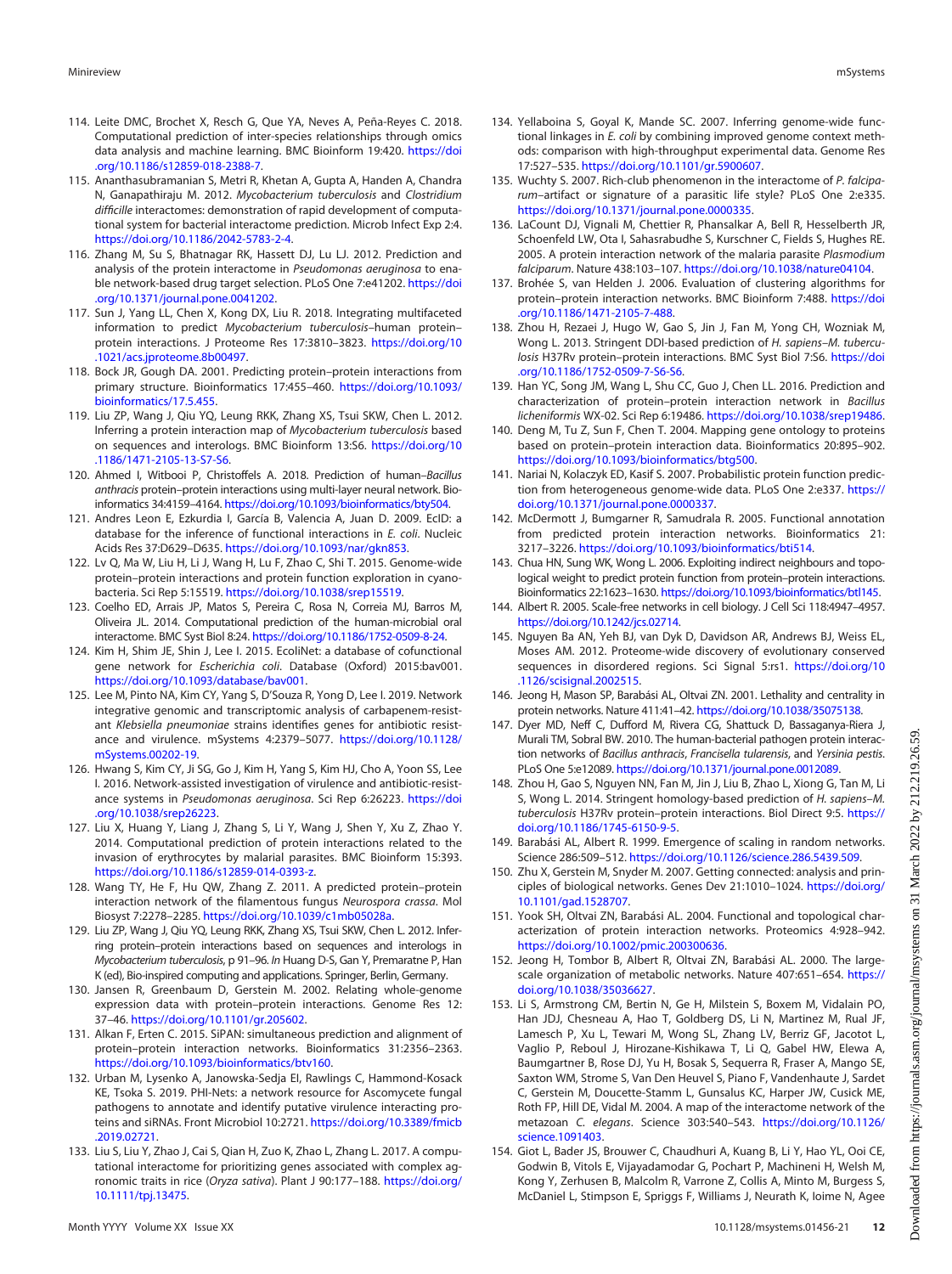114. Leite DMC, Brochet X, Resch G, Que YA, Neves A, Peña-Reyes C. 2018. Computational prediction of inter-species relationships through omics data analysis and machine learning. BMC Bioinform 19:420. https://doi.org/10.1186/s12859-018-2388-7.
115. Ananthasubramanian S, Metri R, Khetan A, Gupta A, Handen A, Chandra N, Ganapathiraju M. 2012. *Mycobacterium tuberculosis* and *Clostridium difficille* interactomes: demonstration of rapid development of computational system for bacterial interactome prediction. Microb Infect Exp 2:4. https://doi.org/10.1186/2042-5783-2-4.
116. Zhang M, Su S, Bhatnagar RK, Hassett DJ, Lu LJ. 2012. Prediction and analysis of the protein interactome in *Pseudomonas aeruginosa* to enable network-based drug target selection. PLoS One 7:e41202. https://doi.org/10.1371/journal.pone.0041202.
117. Sun J, Yang LL, Chen X, Kong DX, Liu R. 2018. Integrating multifaceted information to predict *Mycobacterium tuberculosis*–human protein–protein interactions. J Proteome Res 17:3810–3823. https://doi.org/10.1021/acs.jproteome.8b00497.
118. Bock JR, Gough DA. 2001. Predicting protein–protein interactions from primary structure. Bioinformatics 17:455–460. https://doi.org/10.1093/bioinformatics/17.5.455.
119. Liu ZP, Wang J, Qiu YQ, Leung RKK, Zhang XS, Tsui SKW, Chen L. 2012. Inferring a protein interaction map of *Mycobacterium tuberculosis* based on sequences and interologs. BMC Bioinform 13:S6. https://doi.org/10.1186/1471-2105-13-S7-S6.
120. Ahmed I, Witbooi P, Christoffels A. 2018. Prediction of human–*Bacillus anthracis* protein–protein interactions using multi-layer neural network. Bioinformatics 34:4159–4164. https://doi.org/10.1093/bioinformatics/bty504.
121. Andres Leon E, Ezkurdia I, García B, Valencia A, Juan D. 2009. EcID: a database for the inference of functional interactions in *E. coli*. Nucleic Acids Res 37:D629–D635. https://doi.org/10.1093/nar/gkn853.
122. Lv Q, Ma W, Liu H, Li J, Wang H, Lu F, Zhao C, Shi T. 2015. Genome-wide protein–protein interactions and protein function exploration in cyanobacteria. Sci Rep 5:15519. https://doi.org/10.1038/srep15519.
123. Coelho ED, Arrais JP, Matos S, Pereira C, Rosa N, Correia MJ, Barros M, Oliveira JL. 2014. Computational prediction of the human-microbial oral interactome. BMC Syst Biol 8:24. https://doi.org/10.1186/1752-0509-8-24.
124. Kim H, Shim JE, Shin J, Lee I. 2015. EcoliNet: a database of cofunctional gene network for *Escherichia coli*. Database (Oxford) 2015:bav001. https://doi.org/10.1093/database/bav001.
125. Lee M, Pinto NA, Kim CY, Yang S, D'Souza R, Yong D, Lee I. 2019. Network integrative genomic and transcriptomic analysis of carbapenem-resistant *Klebsiella pneumoniae* strains identifies genes for antibiotic resistance and virulence. mSystems 4:2379–5077. https://doi.org/10.1128/mSystems.00202-19.
126. Hwang S, Kim CY, Ji SG, Go J, Kim H, Yang S, Kim HJ, Cho A, Yoon SS, Lee I. 2016. Network-assisted investigation of virulence and antibiotic-resistance systems in *Pseudomonas aeruginosa*. Sci Rep 6:26223. https://doi.org/10.1038/srep26223.
127. Liu X, Huang Y, Liang J, Zhang S, Li Y, Wang J, Shen Y, Xu Z, Zhao Y. 2014. Computational prediction of protein interactions related to the invasion of erythrocytes by malarial parasites. BMC Bioinform 15:393. https://doi.org/10.1186/s12859-014-0393-z.
128. Wang TY, He F, Hu QW, Zhang Z. 2011. A predicted protein–protein interaction network of the filamentous fungus *Neurospora crassa*. Mol Biosyst 7:2278–2285. https://doi.org/10.1039/c1mb05028a.
129. Liu ZP, Wang J, Qiu YQ, Leung RKK, Zhang XS, Tsui SKW, Chen L. 2012. Inferring protein-protein interactions based on sequences and interologs in *Mycobacterium tuberculosis*, p 91–96. *In* Huang D-S, Gan Y, Premaratne P, Han K (ed), Bio-inspired computing and applications. Springer, Berlin, Germany.
130. Jansen R, Greenbaum D, Gerstein M. 2002. Relating whole-genome expression data with protein–protein interactions. Genome Res 12:37–46. https://doi.org/10.1101/gr.205602.
131. Alkan F, Erten C. 2015. SiPAN: simultaneous prediction and alignment of protein–protein interaction networks. Bioinformatics 31:2356–2363. https://doi.org/10.1093/bioinformatics/btv160.
132. Urban M, Lysenko A, Janowska-Sedja EI, Rawlings C, Hammond-Kosack KE, Tsoka S. 2019. PHI-Nets: a network resource for Ascomycete fungal pathogens to annotate and identify putative virulence interacting proteins and siRNAs. Front Microbiol 10:2721. https://doi.org/10.3389/fmicb.2019.02721.
133. Liu S, Liu Y, Zhao J, Cai S, Qian H, Zuo K, Zhao L, Zhang L. 2017. A computational interactome for prioritizing genes associated with complex agronomic traits in rice (*Oryza sativa*). Plant J 90:177–188. https://doi.org/10.1111/tpj.13475.
134. Yellaboina S, Goyal K, Mande SC. 2007. Inferring genome-wide functional linkages in *E. coli* by combining improved genome context methods: comparison with high-throughput experimental data. Genome Res 17:527–535. https://doi.org/10.1101/gr.5900607.
135. Wuchty S. 2007. Rich-club phenomenon in the interactome of *P. falciparum*–artifact or signature of a parasitic life style? PLoS One 2:e335. https://doi.org/10.1371/journal.pone.0000335.
136. LaCount DJ, Vignali M, Chettier R, Phansalkar A, Bell R, Hesselberth JR, Schoenfeld LW, Ota I, Sahasrabudhe S, Kurschner C, Fields S, Hughes RE. 2005. A protein interaction network of the malaria parasite *Plasmodium falciparum*. Nature 438:103–107. https://doi.org/10.1038/nature04104.
137. Brohée S, van Helden J. 2006. Evaluation of clustering algorithms for protein–protein interaction networks. BMC Bioinform 7:488. https://doi.org/10.1186/1471-2105-7-488.
138. Zhou H, Rezaei J, Hugo W, Gao S, Jin J, Fan M, Yong CH, Wozniak M, Wong L. 2013. Stringent DDI-based prediction of *H. sapiens*–*M. tuberculosis* H37Rv protein–protein interactions. BMC Syst Biol 7:S6. https://doi.org/10.1186/1752-0509-7-S6-S6.
139. Han YC, Song JM, Wang L, Shu CC, Guo J, Chen LL. 2016. Prediction and characterization of protein–protein interaction network in *Bacillus licheniformis* WX-02. Sci Rep 6:19486. https://doi.org/10.1038/srep19486.
140. Deng M, Tu Z, Sun F, Chen T. 2004. Mapping gene ontology to proteins based on protein–protein interaction data. Bioinformatics 20:895–902. https://doi.org/10.1093/bioinformatics/btg500.
141. Nariai N, Kolaczyk ED, Kasif S. 2007. Probabilistic protein function prediction from heterogeneous genome-wide data. PLoS One 2:e337. https://doi.org/10.1371/journal.pone.0000337.
142. McDermott J, Bumgarner R, Samudrala R. 2005. Functional annotation from predicted protein interaction networks. Bioinformatics 21:3217–3226. https://doi.org/10.1093/bioinformatics/bti514.
143. Chua HN, Sung WK, Wong L. 2006. Exploiting indirect neighbours and topological weight to predict protein function from protein–protein interactions. Bioinformatics 22:1623–1630. https://doi.org/10.1093/bioinformatics/btl145.
144. Albert R. 2005. Scale-free networks in cell biology. J Cell Sci 118:4947–4957. https://doi.org/10.1242/jcs.02714.
145. Nguyen Ba AN, Yeh BJ, van Dyk D, Davidson AR, Andrews BJ, Weiss EL, Moses AM. 2012. Proteome-wide discovery of evolutionary conserved sequences in disordered regions. Sci Signal 5:rs1. https://doi.org/10.1126/scisignal.2002515.
146. Jeong H, Mason SP, Barabási AL, Oltvai ZN. 2001. Lethality and centrality in protein networks. Nature 411:41–42. https://doi.org/10.1038/35075138.
147. Dyer MD, Neff C, Dufford M, Rivera CG, Shattuck D, Bassaganya-Riera J, Murali TM, Sobral BW. 2010. The human-bacterial pathogen protein interaction networks of *Bacillus anthracis*, *Francisella tularensis*, and *Yersinia pestis*. PLoS One 5:e12089. https://doi.org/10.1371/journal.pone.0012089.
148. Zhou H, Gao S, Nguyen NN, Fan M, Jin J, Liu B, Zhao L, Xiong G, Tan M, Li S, Wong L. 2014. Stringent homology-based prediction of *H. sapiens*–*M. tuberculosis* H37Rv protein–protein interactions. Biol Direct 9:5. https://doi.org/10.1186/1745-6150-9-5.
149. Barabási AL, Albert R. 1999. Emergence of scaling in random networks. Science 286:509–512. https://doi.org/10.1126/science.286.5439.509.
150. Zhu X, Gerstein M, Snyder M. 2007. Getting connected: analysis and principles of biological networks. Genes Dev 21:1010–1024. https://doi.org/10.1101/gad.1528707.
151. Yook SH, Oltvai ZN, Barabási AL. 2004. Functional and topological characterization of protein interaction networks. Proteomics 4:928–942. https://doi.org/10.1002/pmic.200300636.
152. Jeong H, Tombor B, Albert R, Oltvai ZN, Barabási AL. 2000. The large-scale organization of metabolic networks. Nature 407:651–654. https://doi.org/10.1038/35036627.
153. Li S, Armstrong CM, Bertin N, Ge H, Milstein S, Boxem M, Vidalain PO, Han JDJ, Chesneau A, Hao T, Goldberg DS, Li N, Martinez M, Rual JF, Lamesch P, Xu L, Tewari M, Wong SL, Zhang LV, Berriz GF, Jacotot L, Vaglio P, Reboul J, Hirozane-Kishikawa T, Li Q, Gabel HW, Elewa A, Baumgartner B, Rose DJ, Yu H, Bosak S, Sequerra R, Fraser A, Mango SE, Saxton WM, Strome S, Van Den Heuvel S, Piano F, Vandenhaute J, Sardet C, Gerstein M, Doucette-Stamm L, Gunsalus KC, Harper JW, Cusick ME, Roth FP, Hill DE, Vidal M. 2004. A map of the interactome network of the metazoan *C. elegans*. Science 303:540–543. https://doi.org/10.1126/science.1091403.
154. Giot L, Bader JS, Brouwer C, Chaudhuri A, Kuang B, Li Y, Hao YL, Ooi CE, Godwin B, Vitols E, Vijayadamodar G, Pochart P, Machineni H, Welsh M, Kong Y, Zerhusen B, Malcolm R, Varrone Z, Collis A, Minto M, Burgess S, McDaniel L, Stimpson E, Spriggs F, Williams J, Neurath K, Ioime N, Agee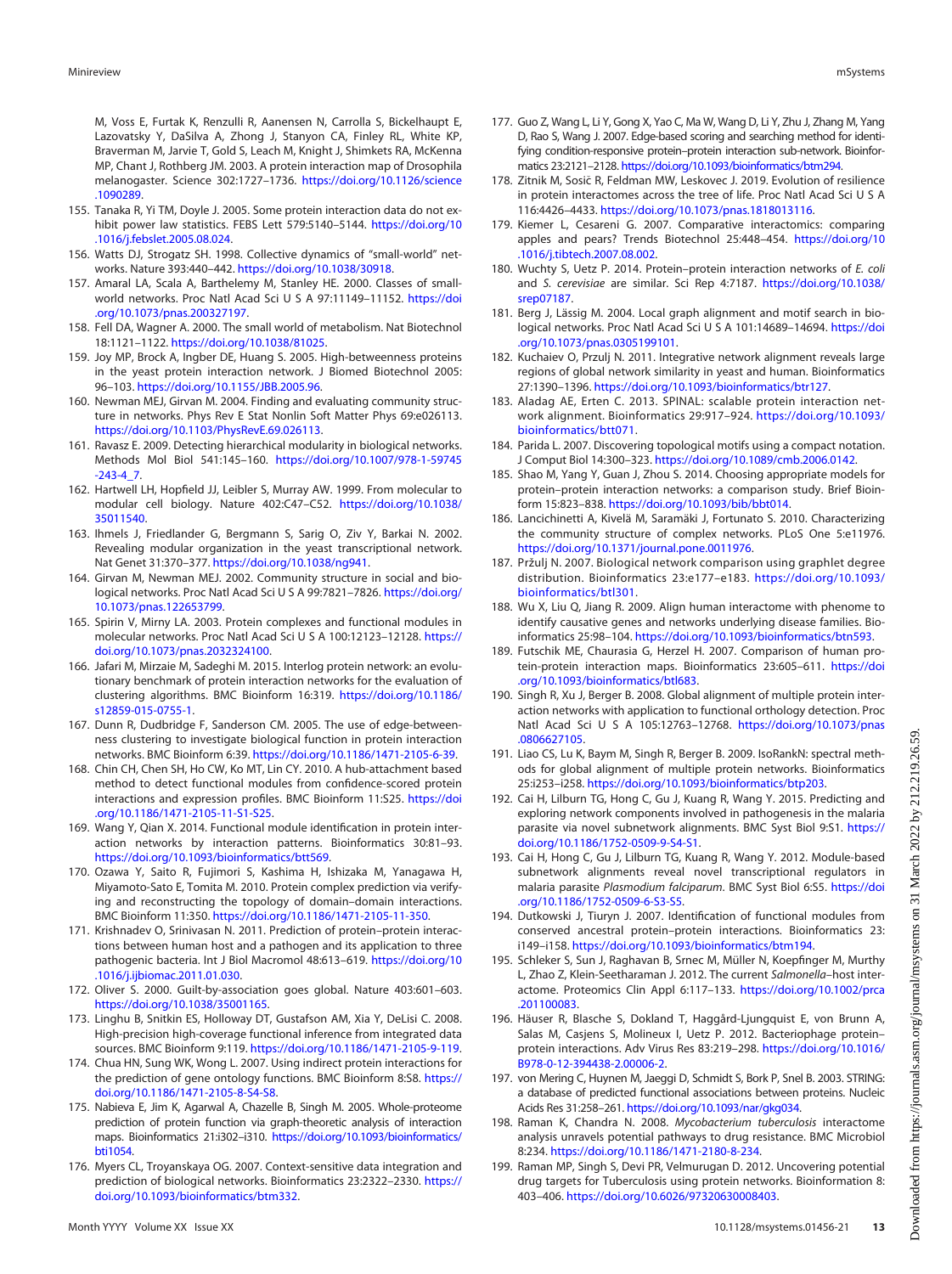M, Voss E, Furtak K, Renzulli R, Aanensen N, Carrolla S, Bickelhaupt E, Lazovatsky Y, DaSilva A, Zhong J, Stanyon CA, Finley RL, White KP, Braverman M, Jarvie T, Gold S, Leach M, Knight J, Shimkets RA, McKenna MP, Chant J, Rothberg JM. 2003. A protein interaction map of Drosophila melanogaster. Science 302:1727–1736. https://doi.org/10.1126/science.1090289.

155. Tanaka R, Yi TM, Doyle J. 2005. Some protein interaction data do not exhibit power law statistics. FEBS Lett 579:5140–5144. https://doi.org/10.1016/j.febslet.2005.08.024.
156. Watts DJ, Strogatz SH. 1998. Collective dynamics of "small-world" networks. Nature 393:440–442. https://doi.org/10.1038/30918.
157. Amaral LA, Scala A, Barthelemy M, Stanley HE. 2000. Classes of small-world networks. Proc Natl Acad Sci U S A 97:11149–11152. https://doi.org/10.1073/pnas.200327197.
158. Fell DA, Wagner A. 2000. The small world of metabolism. Nat Biotechnol 18:1121–1122. https://doi.org/10.1038/81025.
159. Joy MP, Brock A, Ingber DE, Huang S. 2005. High-betweenness proteins in the yeast protein interaction network. J Biomed Biotechnol 2005: 96–103. https://doi.org/10.1155/JBB.2005.96.
160. Newman MEJ, Girvan M. 2004. Finding and evaluating community structure in networks. Phys Rev E Stat Nonlin Soft Matter Phys 69:e026113. https://doi.org/10.1103/PhysRevE.69.026113.
161. Ravasz E. 2009. Detecting hierarchical modularity in biological networks. Methods Mol Biol 541:145–160. https://doi.org/10.1007/978-1-59745-243-4_7.
162. Hartwell LH, Hopfield JJ, Leibler S, Murray AW. 1999. From molecular to modular cell biology. Nature 402:C47–C52. https://doi.org/10.1038/35011540.
163. Ihmels J, Friedlander G, Bergmann S, Sarig O, Ziv Y, Barkai N. 2002. Revealing modular organization in the yeast transcriptional network. Nat Genet 31:370–377. https://doi.org/10.1038/ng941.
164. Girvan M, Newman MEJ. 2002. Community structure in social and biological networks. Proc Natl Acad Sci U S A 99:7821–7826. https://doi.org/10.1073/pnas.122653799.
165. Spirin V, Mirny LA. 2003. Protein complexes and functional modules in molecular networks. Proc Natl Acad Sci U S A 100:12123–12128. https://doi.org/10.1073/pnas.2032324100.
166. Jafari M, Mirzaie M, Sadeghi M. 2015. Interlog protein network: an evolutionary benchmark of protein interaction networks for the evaluation of clustering algorithms. BMC Bioinform 16:319. https://doi.org/10.1186/s12859-015-0755-1.
167. Dunn R, Dudbridge F, Sanderson CM. 2005. The use of edge-betweenness clustering to investigate biological function in protein interaction networks. BMC Bioinform 6:39. https://doi.org/10.1186/1471-2105-6-39.
168. Chin CH, Chen SH, Ho CW, Ko MT, Lin CY. 2010. A hub-attachment based method to detect functional modules from confidence-scored protein interactions and expression profiles. BMC Bioinform 11:S25. https://doi.org/10.1186/1471-2105-11-S1-S25.
169. Wang Y, Qian X. 2014. Functional module identification in protein interaction networks by interaction patterns. Bioinformatics 30:81–93. https://doi.org/10.1093/bioinformatics/btt569.
170. Ozawa Y, Saito R, Fujimori S, Kashima H, Ishizaka M, Yanagawa H, Miyamoto-Sato E, Tomita M. 2010. Protein complex prediction via verifying and reconstructing the topology of domain–domain interactions. BMC Bioinform 11:350. https://doi.org/10.1186/1471-2105-11-350.
171. Krishnadev O, Srinivasan N. 2011. Prediction of protein–protein interactions between human host and a pathogen and its application to three pathogenic bacteria. Int J Biol Macromol 48:613–619. https://doi.org/10.1016/j.ijbiomac.2011.01.030.
172. Oliver S. 2000. Guilt-by-association goes global. Nature 403:601–603. https://doi.org/10.1038/35001165.
173. Linghu B, Snitkin ES, Holloway DT, Gustafson AM, Xia Y, DeLisi C. 2008. High-precision high-coverage functional inference from integrated data sources. BMC Bioinform 9:119. https://doi.org/10.1186/1471-2105-9-119.
174. Chua HN, Sung WK, Wong L. 2007. Using indirect protein interactions for the prediction of gene ontology functions. BMC Bioinform 8:S8. https://doi.org/10.1186/1471-2105-8-S4-S8.
175. Nabieva E, Jim K, Agarwal A, Chazelle B, Singh M. 2005. Whole-proteome prediction of protein function via graph-theoretic analysis of interaction maps. Bioinformatics 21:i302–i310. https://doi.org/10.1093/bioinformatics/bti1054.
176. Myers CL, Troyanskaya OG. 2007. Context-sensitive data integration and prediction of biological networks. Bioinformatics 23:2322–2330. https://doi.org/10.1093/bioinformatics/btm332.
177. Guo Z, Wang L, Li Y, Gong X, Yao C, Ma W, Wang D, Li Y, Zhu J, Zhang M, Yang D, Rao S, Wang J. 2007. Edge-based scoring and searching method for identifying condition-responsive protein–protein interaction sub-network. Bioinformatics 23:2121–2128. https://doi.org/10.1093/bioinformatics/btm294.
178. Zitnik M, Sosič R, Feldman MW, Leskovec J. 2019. Evolution of resilience in protein interactomes across the tree of life. Proc Natl Acad Sci U S A 116:4426–4433. https://doi.org/10.1073/pnas.1818013116.
179. Kiemer L, Cesareni G. 2007. Comparative interactomics: comparing apples and pears? Trends Biotechnol 25:448–454. https://doi.org/10.1016/j.tibtech.2007.08.002.
180. Wuchty S, Uetz P. 2014. Protein–protein interaction networks of *E. coli* and *S. cerevisiae* are similar. Sci Rep 4:7187. https://doi.org/10.1038/srep07187.
181. Berg J, Lässig M. 2004. Local graph alignment and motif search in biological networks. Proc Natl Acad Sci U S A 101:14689–14694. https://doi.org/10.1073/pnas.0305199101.
182. Kuchaiev O, Przulj N. 2011. Integrative network alignment reveals large regions of global network similarity in yeast and human. Bioinformatics 27:1390–1396. https://doi.org/10.1093/bioinformatics/btr127.
183. Aladag AE, Erten C. 2013. SPINAL: scalable protein interaction network alignment. Bioinformatics 29:917–924. https://doi.org/10.1093/bioinformatics/btt071.
184. Parida L. 2007. Discovering topological motifs using a compact notation. J Comput Biol 14:300–323. https://doi.org/10.1089/cmb.2006.0142.
185. Shao M, Yang Y, Guan J, Zhou S. 2014. Choosing appropriate models for protein–protein interaction networks: a comparison study. Brief Bioinform 15:823–838. https://doi.org/10.1093/bib/bbt014.
186. Lancichinetti A, Kivelä M, Saramäki J, Fortunato S. 2010. Characterizing the community structure of complex networks. PLoS One 5:e11976. https://doi.org/10.1371/journal.pone.0011976.
187. Pržulj N. 2007. Biological network comparison using graphlet degree distribution. Bioinformatics 23:e177–e183. https://doi.org/10.1093/bioinformatics/btl301.
188. Wu X, Liu Q, Jiang R. 2009. Align human interactome with phenome to identify causative genes and networks underlying disease families. Bioinformatics 25:98–104. https://doi.org/10.1093/bioinformatics/btn593.
189. Futschik ME, Chaurasia G, Herzel H. 2007. Comparison of human protein-protein interaction maps. Bioinformatics 23:605–611. https://doi.org/10.1093/bioinformatics/btl683.
190. Singh R, Xu J, Berger B. 2008. Global alignment of multiple protein interaction networks with application to functional orthology detection. Proc Natl Acad Sci U S A 105:12763–12768. https://doi.org/10.1073/pnas.0806627105.
191. Liao CS, Lu K, Baym M, Singh R, Berger B. 2009. IsoRankN: spectral methods for global alignment of multiple protein networks. Bioinformatics 25:i253–i258. https://doi.org/10.1093/bioinformatics/btp203.
192. Cai H, Lilburn TG, Hong C, Gu J, Kuang R, Wang Y. 2015. Predicting and exploring network components involved in pathogenesis in the malaria parasite via novel subnetwork alignments. BMC Syst Biol 9:S1. https://doi.org/10.1186/1752-0509-9-S4-S1.
193. Cai H, Hong C, Gu J, Lilburn TG, Kuang R, Wang Y. 2012. Module-based subnetwork alignments reveal novel transcriptional regulators in malaria parasite *Plasmodium falciparum*. BMC Syst Biol 6:S5. https://doi.org/10.1186/1752-0509-6-S3-S5.
194. Dutkowski J, Tiuryn J. 2007. Identification of functional modules from conserved ancestral protein–protein interactions. Bioinformatics 23: i149–i158. https://doi.org/10.1093/bioinformatics/btm194.
195. Schleker S, Sun J, Raghavan B, Srnec M, Müller N, Koepfinger M, Murthy L, Zhao Z, Klein-Seetharaman J. 2012. The current *Salmonella*–host interactome. Proteomics Clin Appl 6:117–133. https://doi.org/10.1002/prca.201100083.
196. Häuser R, Blasche S, Dokland T, Haggård-Ljungquist E, von Brunn A, Salas M, Casjens S, Molineux I, Uetz P. 2012. Bacteriophage protein–protein interactions. Adv Virus Res 83:219–298. https://doi.org/10.1016/B978-0-12-394438-2.00006-2.
197. von Mering C, Huynen M, Jaeggi D, Schmidt S, Bork P, Snel B. 2003. STRING: a database of predicted functional associations between proteins. Nucleic Acids Res 31:258–261. https://doi.org/10.1093/nar/gkg034.
198. Raman K, Chandra N. 2008. *Mycobacterium tuberculosis* interactome analysis unravels potential pathways to drug resistance. BMC Microbiol 8:234. https://doi.org/10.1186/1471-2180-8-234.
199. Raman MP, Singh S, Devi PR, Velmurugan D. 2012. Uncovering potential drug targets for Tuberculosis using protein networks. Bioinformation 8: 403–406. https://doi.org/10.6026/97320630008403.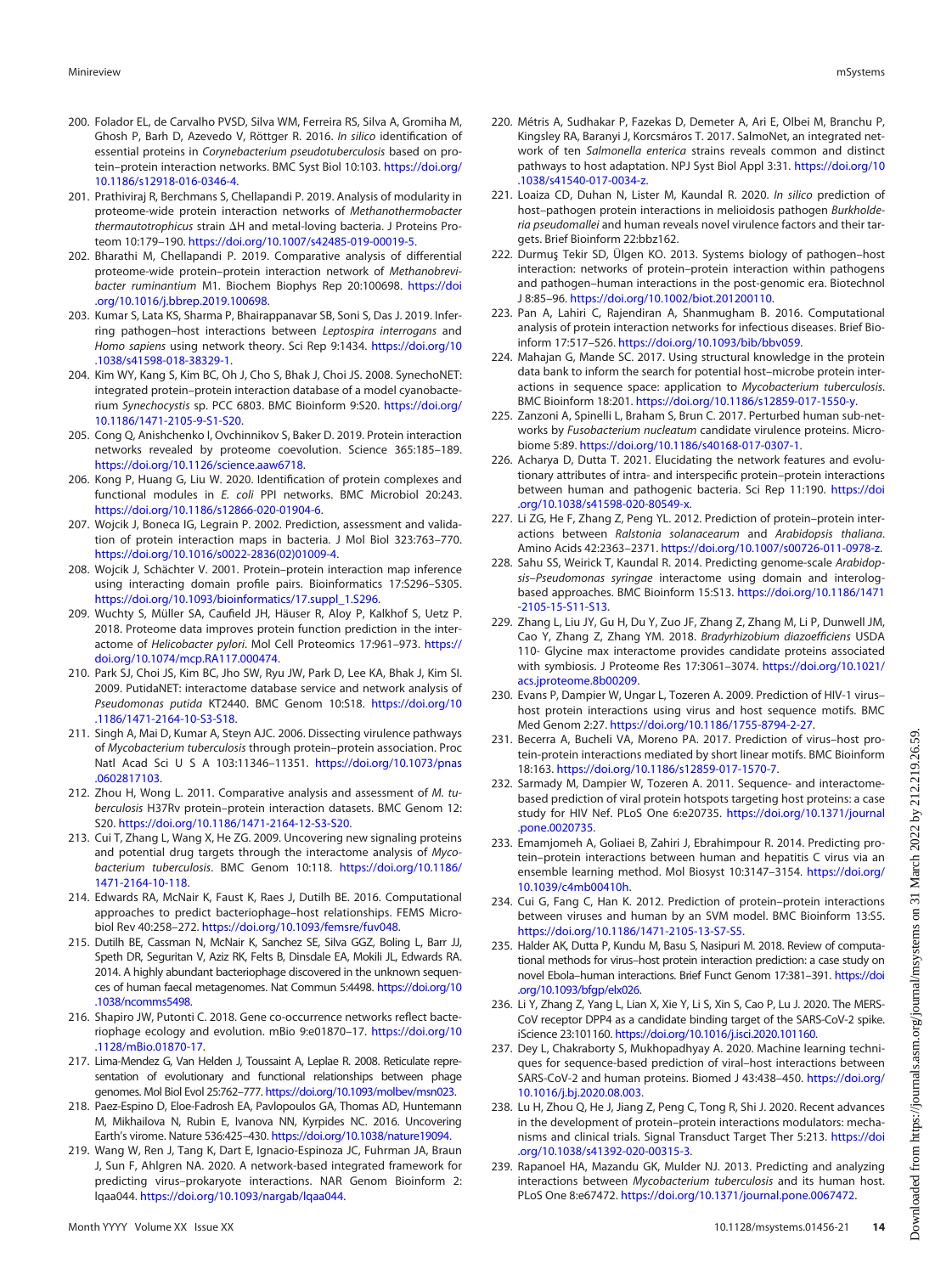200. Folador EL, de Carvalho PVSD, Silva WM, Ferreira RS, Silva A, Gromiha M, Ghosh P, Barh D, Azevedo V, Röttger R. 2016. *In silico* identification of essential proteins in *Corynebacterium pseudotuberculosis* based on protein–protein interaction networks. BMC Syst Biol 10:103. https://doi.org/10.1186/s12918-016-0346-4.
201. Prathiviraj R, Berchmans S, Chellapandi P. 2019. Analysis of modularity in proteome-wide protein interaction networks of *Methanothermobacter thermautotrophicus* strain ΔH and metal-loving bacteria. J Proteins Proteom 10:179–190. https://doi.org/10.1007/s42485-019-00019-5.
202. Bharathi M, Chellapandi P. 2019. Comparative analysis of differential proteome-wide protein–protein interaction network of *Methanobrevibacter ruminantium* M1. Biochem Biophys Rep 20:100698. https://doi.org/10.1016/j.bbrep.2019.100698.
203. Kumar S, Lata KS, Sharma P, Bhairappanavar SB, Soni S, Das J. 2019. Inferring pathogen–host interactions between *Leptospira interrogans* and *Homo sapiens* using network theory. Sci Rep 9:1434. https://doi.org/10.1038/s41598-018-38329-1.
204. Kim WY, Kang S, Kim BC, Oh J, Cho S, Bhak J, Choi JS. 2008. SynechoNET: integrated protein–protein interaction database of a model cyanobacterium *Synechocystis* sp. PCC 6803. BMC Bioinform 9:S20. https://doi.org/10.1186/1471-2105-9-S1-S20.
205. Cong Q, Anishchenko I, Ovchinnikov S, Baker D. 2019. Protein interaction networks revealed by proteome coevolution. Science 365:185–189. https://doi.org/10.1126/science.aaw6718.
206. Kong P, Huang G, Liu W. 2020. Identification of protein complexes and functional modules in *E. coli* PPI networks. BMC Microbiol 20:243. https://doi.org/10.1186/s12866-020-01904-6.
207. Wojcik J, Boneca IG, Legrain P. 2002. Prediction, assessment and validation of protein interaction maps in bacteria. J Mol Biol 323:763–770. https://doi.org/10.1016/s0022-2836(02)01009-4.
208. Wojcik J, Schächter V. 2001. Protein–protein interaction map inference using interacting domain profile pairs. Bioinformatics 17:S296–S305. https://doi.org/10.1093/bioinformatics/17.suppl_1.S296.
209. Wuchty S, Müller SA, Caufield JH, Häuser R, Aloy P, Kalkhof S, Uetz P. 2018. Proteome data improves protein function prediction in the interactome of *Helicobacter pylori*. Mol Cell Proteomics 17:961–973. https://doi.org/10.1074/mcp.RA117.000474.
210. Park SJ, Choi JS, Kim BC, Jho SW, Ryu JW, Park D, Lee KA, Bhak J, Kim SI. 2009. PutidaNET: interactome database service and network analysis of *Pseudomonas putida* KT2440. BMC Genom 10:S18. https://doi.org/10.1186/1471-2164-10-S3-S18.
211. Singh A, Mai D, Kumar A, Steyn AJC. 2006. Dissecting virulence pathways of *Mycobacterium tuberculosis* through protein–protein association. Proc Natl Acad Sci U S A 103:11346–11351. https://doi.org/10.1073/pnas.0602817103.
212. Zhou H, Wong L. 2011. Comparative analysis and assessment of *M. tuberculosis* H37Rv protein–protein interaction datasets. BMC Genom 12:S20. https://doi.org/10.1186/1471-2164-12-S3-S20.
213. Cui T, Zhang L, Wang X, He ZG. 2009. Uncovering new signaling proteins and potential drug targets through the interactome analysis of *Mycobacterium tuberculosis*. BMC Genom 10:118. https://doi.org/10.1186/1471-2164-10-118.
214. Edwards RA, McNair K, Faust K, Raes J, Dutilh BE. 2016. Computational approaches to predict bacteriophage–host relationships. FEMS Microbiol Rev 40:258–272. https://doi.org/10.1093/femsre/fuv048.
215. Dutilh BE, Cassman N, McNair K, Sanchez SE, Silva GGZ, Boling L, Barr JJ, Speth DR, Seguritan V, Aziz RK, Felts B, Dinsdale EA, Mokili JL, Edwards RA. 2014. A highly abundant bacteriophage discovered in the unknown sequences of human faecal metagenomes. Nat Commun 5:4498. https://doi.org/10.1038/ncomms5498.
216. Shapiro JW, Putonti C. 2018. Gene co-occurrence networks reflect bacteriophage ecology and evolution. mBio 9:e01870–17. https://doi.org/10.1128/mBio.01870-17.
217. Lima-Mendez G, Van Helden J, Toussaint A, Leplae R. 2008. Reticulate representation of evolutionary and functional relationships between phage genomes. Mol Biol Evol 25:762–777. https://doi.org/10.1093/molbev/msn023.
218. Paez-Espino D, Eloe-Fadrosh EA, Pavlopoulos GA, Thomas AD, Huntemann M, Mikhailova N, Rubin E, Ivanova NN, Kyrpides NC. 2016. Uncovering Earth's virome. Nature 536:425–430. https://doi.org/10.1038/nature19094.
219. Wang W, Ren J, Tang K, Dart E, Ignacio-Espinoza JC, Fuhrman JA, Braun J, Sun F, Ahlgren NA. 2020. A network-based integrated framework for predicting virus–prokaryote interactions. NAR Genom Bioinform 2: lqaa044. https://doi.org/10.1093/nargab/lqaa044.
220. Métris A, Sudhakar P, Fazekas D, Demeter A, Ari E, Olbei M, Branchu P, Kingsley RA, Baranyi J, Korcsmáros T. 2017. SalmoNet, an integrated network of ten *Salmonella enterica* strains reveals common and distinct pathways to host adaptation. NPJ Syst Biol Appl 3:31. https://doi.org/10.1038/s41540-017-0034-z.
221. Loaiza CD, Duhan N, Lister M, Kaundal R. 2020. *In silico* prediction of host–pathogen protein interactions in melioidosis pathogen *Burkholderia pseudomallei* and human reveals novel virulence factors and their targets. Brief Bioinform 22:bbz162.
222. Durmuş Tekir SD, Ülgen KO. 2013. Systems biology of pathogen–host interaction: networks of protein–protein interaction within pathogens and pathogen–human interactions in the post-genomic era. Biotechnol J 8:85–96. https://doi.org/10.1002/biot.201200110.
223. Pan A, Lahiri C, Rajendiran A, Shanmugham B. 2016. Computational analysis of protein interaction networks for infectious diseases. Brief Bioinform 17:517–526. https://doi.org/10.1093/bib/bbv059.
224. Mahajan G, Mande SC. 2017. Using structural knowledge in the protein data bank to inform the search for potential host–microbe protein interactions in sequence space: application to *Mycobacterium tuberculosis*. BMC Bioinform 18:201. https://doi.org/10.1186/s12859-017-1550-y.
225. Zanzoni A, Spinelli L, Braham S, Brun C. 2017. Perturbed human sub-networks by *Fusobacterium nucleatum* candidate virulence proteins. Microbiome 5:89. https://doi.org/10.1186/s40168-017-0307-1.
226. Acharya D, Dutta T. 2021. Elucidating the network features and evolutionary attributes of intra- and interspecific protein–protein interactions between human and pathogenic bacteria. Sci Rep 11:190. https://doi.org/10.1038/s41598-020-80549-x.
227. Li ZG, He F, Zhang Z, Peng YL. 2012. Prediction of protein–protein interactions between *Ralstonia solanacearum* and *Arabidopsis thaliana*. Amino Acids 42:2363–2371. https://doi.org/10.1007/s00726-011-0978-z.
228. Sahu SS, Weirick T, Kaundal R. 2014. Predicting genome-scale *Arabidopsis–Pseudomonas syringae* interactome using domain and interolog-based approaches. BMC Bioinform 15:S13. https://doi.org/10.1186/1471-2105-15-S11-S13.
229. Zhang L, Liu JY, Gu H, Du Y, Zuo JF, Zhang Z, Zhang M, Li P, Dunwell JM, Cao Y, Zhang Z, Zhang YM. 2018. *Bradyrhizobium diazoefficiens* USDA 110- Glycine max interactome provides candidate proteins associated with symbiosis. J Proteome Res 17:3061–3074. https://doi.org/10.1021/acs.jproteome.8b00209.
230. Evans P, Dampier W, Ungar L, Tozeren A. 2009. Prediction of HIV-1 virus–host protein interactions using virus and host sequence motifs. BMC Med Genom 2:27. https://doi.org/10.1186/1755-8794-2-27.
231. Becerra A, Bucheli VA, Moreno PA. 2017. Prediction of virus–host protein-protein interactions mediated by short linear motifs. BMC Bioinform 18:163. https://doi.org/10.1186/s12859-017-1570-7.
232. Sarmady M, Dampier W, Tozeren A. 2011. Sequence- and interactome-based prediction of viral protein hotspots targeting host proteins: a case study for HIV Nef. PLoS One 6:e20735. https://doi.org/10.1371/journal.pone.0020735.
233. Emamjomeh A, Goliaei B, Zahiri J, Ebrahimpour R. 2014. Predicting protein–protein interactions between human and hepatitis C virus via an ensemble learning method. Mol Biosyst 10:3147–3154. https://doi.org/10.1039/c4mb00410h.
234. Cui G, Fang C, Han K. 2012. Prediction of protein–protein interactions between viruses and human by an SVM model. BMC Bioinform 13:S5. https://doi.org/10.1186/1471-2105-13-S7-S5.
235. Halder AK, Dutta P, Kundu M, Basu S, Nasipuri M. 2018. Review of computational methods for virus–host protein interaction prediction: a case study on novel Ebola–human interactions. Brief Funct Genom 17:381–391. https://doi.org/10.1093/bfgp/elx026.
236. Li Y, Zhang Z, Yang L, Lian X, Xie Y, Li S, Xin S, Cao P, Lu J. 2020. The MERS-CoV receptor DPP4 as a candidate binding target of the SARS-CoV-2 spike. iScience 23:101160. https://doi.org/10.1016/j.isci.2020.101160.
237. Dey L, Chakraborty S, Mukhopadhyay A. 2020. Machine learning techniques for sequence-based prediction of viral–host interactions between SARS-CoV-2 and human proteins. Biomed J 43:438–450. https://doi.org/10.1016/j.bj.2020.08.003.
238. Lu H, Zhou Q, He J, Jiang Z, Peng C, Tong R, Shi J. 2020. Recent advances in the development of protein–protein interactions modulators: mechanisms and clinical trials. Signal Transduct Target Ther 5:213. https://doi.org/10.1038/s41392-020-00315-3.
239. Rapanoel HA, Mazandu GK, Mulder NJ. 2013. Predicting and analyzing interactions between *Mycobacterium tuberculosis* and its human host. PLoS One 8:e67472. https://doi.org/10.1371/journal.pone.0067472.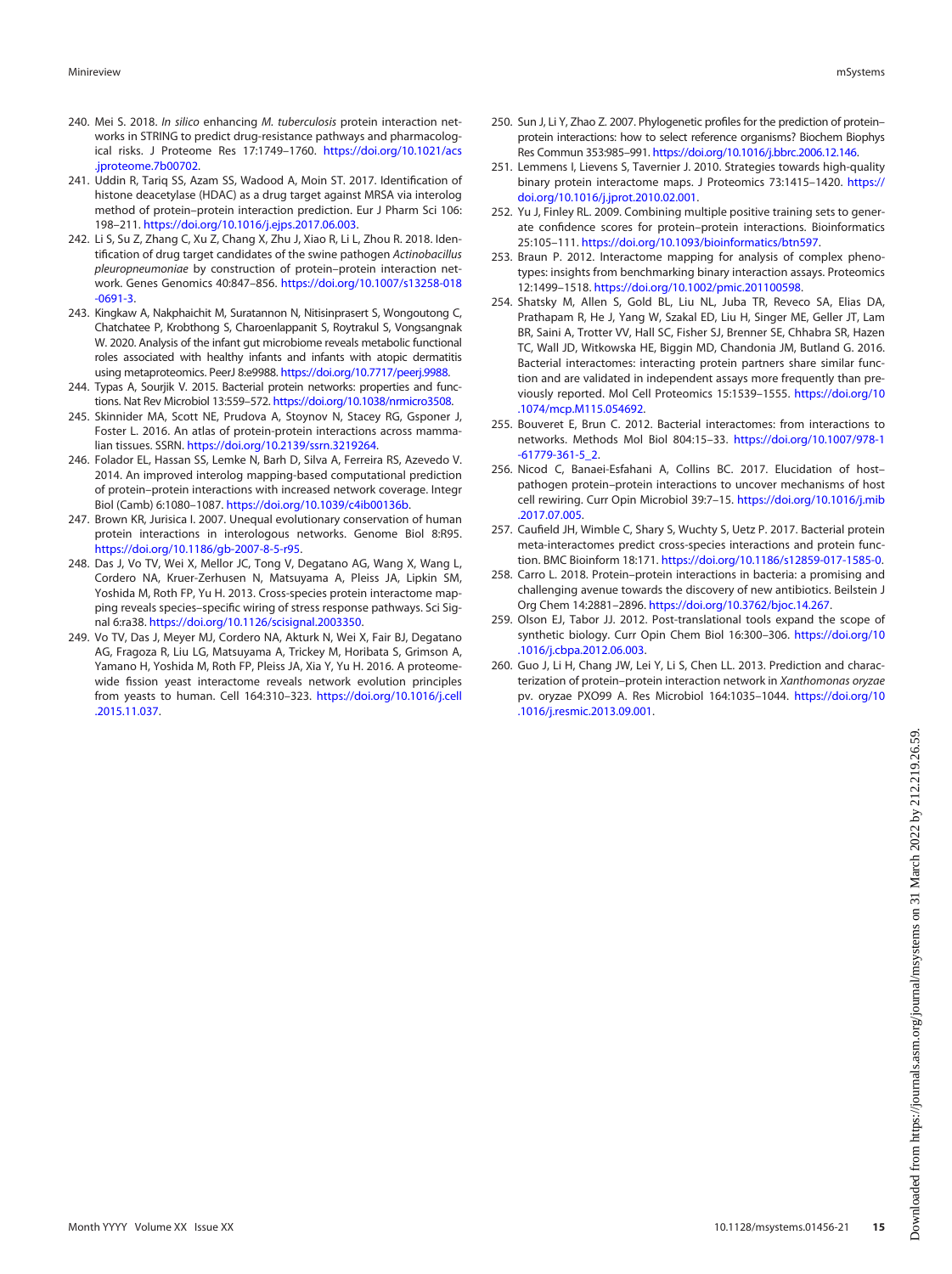240. Mei S. 2018. *In silico* enhancing *M. tuberculosis* protein interaction networks in STRING to predict drug-resistance pathways and pharmacological risks. J Proteome Res 17:1749–1760. https://doi.org/10.1021/acs.jproteome.7b00702.
241. Uddin R, Tariq SS, Azam SS, Wadood A, Moin ST. 2017. Identification of histone deacetylase (HDAC) as a drug target against MRSA via interolog method of protein–protein interaction prediction. Eur J Pharm Sci 106: 198–211. https://doi.org/10.1016/j.ejps.2017.06.003.
242. Li S, Su Z, Zhang C, Xu Z, Chang X, Zhu J, Xiao R, Li L, Zhou R. 2018. Identification of drug target candidates of the swine pathogen *Actinobacillus pleuropneumoniae* by construction of protein–protein interaction network. Genes Genomics 40:847–856. https://doi.org/10.1007/s13258-018-0691-3.
243. Kingkaw A, Nakphaichit M, Suratannon N, Nitisinprasert S, Wongoutong C, Chatchatee P, Krobthong S, Charoenlappanit S, Roytrakul S, Vongsangnak W. 2020. Analysis of the infant gut microbiome reveals metabolic functional roles associated with healthy infants and infants with atopic dermatitis using metaproteomics. PeerJ 8:e9988. https://doi.org/10.7717/peerj.9988.
244. Typas A, Sourjik V. 2015. Bacterial protein networks: properties and functions. Nat Rev Microbiol 13:559–572. https://doi.org/10.1038/nrmicro3508.
245. Skinnider MA, Scott NE, Prudova A, Stoynov N, Stacey RG, Gsponer J, Foster L. 2016. An atlas of protein-protein interactions across mammalian tissues. SSRN. https://doi.org/10.2139/ssrn.3219264.
246. Folador EL, Hassan SS, Lemke N, Barh D, Silva A, Ferreira RS, Azevedo V. 2014. An improved interolog mapping-based computational prediction of protein–protein interactions with increased network coverage. Integr Biol (Camb) 6:1080–1087. https://doi.org/10.1039/c4ib00136b.
247. Brown KR, Jurisica I. 2007. Unequal evolutionary conservation of human protein interactions in interologous networks. Genome Biol 8:R95. https://doi.org/10.1186/gb-2007-8-5-r95.
248. Das J, Vo TV, Wei X, Mellor JC, Tong V, Degatano AG, Wang X, Wang L, Cordero NA, Kruer-Zerhusen N, Matsuyama A, Pleiss JA, Lipkin SM, Yoshida M, Roth FP, Yu H. 2013. Cross-species protein interactome mapping reveals species–specific wiring of stress response pathways. Sci Signal 6:ra38. https://doi.org/10.1126/scisignal.2003350.
249. Vo TV, Das J, Meyer MJ, Cordero NA, Akturk N, Wei X, Fair BJ, Degatano AG, Fragoza R, Liu LG, Matsuyama A, Trickey M, Horibata S, Grimson A, Yamano H, Yoshida M, Roth FP, Pleiss JA, Xia Y, Yu H. 2016. A proteome-wide fission yeast interactome reveals network evolution principles from yeasts to human. Cell 164:310–323. https://doi.org/10.1016/j.cell.2015.11.037.
250. Sun J, Li Y, Zhao Z. 2007. Phylogenetic profiles for the prediction of protein–protein interactions: how to select reference organisms? Biochem Biophys Res Commun 353:985–991. https://doi.org/10.1016/j.bbrc.2006.12.146.
251. Lemmens I, Lievens S, Tavernier J. 2010. Strategies towards high-quality binary protein interactome maps. J Proteomics 73:1415–1420. https://doi.org/10.1016/j.jprot.2010.02.001.
252. Yu J, Finley RL. 2009. Combining multiple positive training sets to generate confidence scores for protein–protein interactions. Bioinformatics 25:105–111. https://doi.org/10.1093/bioinformatics/btn597.
253. Braun P. 2012. Interactome mapping for analysis of complex phenotypes: insights from benchmarking binary interaction assays. Proteomics 12:1499–1518. https://doi.org/10.1002/pmic.201100598.
254. Shatsky M, Allen S, Gold BL, Liu NL, Juba TR, Reveco SA, Elias DA, Prathapam R, He J, Yang W, Szakal ED, Liu H, Singer ME, Geller JT, Lam BR, Saini A, Trotter VV, Hall SC, Fisher SJ, Brenner SE, Chhabra SR, Hazen TC, Wall JD, Witkowska HE, Biggin MD, Chandonia JM, Butland G. 2016. Bacterial interactomes: interacting protein partners share similar function and are validated in independent assays more frequently than previously reported. Mol Cell Proteomics 15:1539–1555. https://doi.org/10.1074/mcp.M115.054692.
255. Bouveret E, Brun C. 2012. Bacterial interactomes: from interactions to networks. Methods Mol Biol 804:15–33. https://doi.org/10.1007/978-1-61779-361-5_2.
256. Nicod C, Banaei-Esfahani A, Collins BC. 2017. Elucidation of host–pathogen protein–protein interactions to uncover mechanisms of host cell rewiring. Curr Opin Microbiol 39:7–15. https://doi.org/10.1016/j.mib.2017.07.005.
257. Caufield JH, Wimble C, Shary S, Wuchty S, Uetz P. 2017. Bacterial protein meta-interactomes predict cross-species interactions and protein function. BMC Bioinform 18:171. https://doi.org/10.1186/s12859-017-1585-0.
258. Carro L. 2018. Protein–protein interactions in bacteria: a promising and challenging avenue towards the discovery of new antibiotics. Beilstein J Org Chem 14:2881–2896. https://doi.org/10.3762/bjoc.14.267.
259. Olson EJ, Tabor JJ. 2012. Post-translational tools expand the scope of synthetic biology. Curr Opin Chem Biol 16:300–306. https://doi.org/10.1016/j.cbpa.2012.06.003.
260. Guo J, Li H, Chang JW, Lei Y, Li S, Chen LL. 2013. Prediction and characterization of protein–protein interaction network in *Xanthomonas oryzae* pv. oryzae PXO99 A. Res Microbiol 164:1035–1044. https://doi.org/10.1016/j.resmic.2013.09.001.